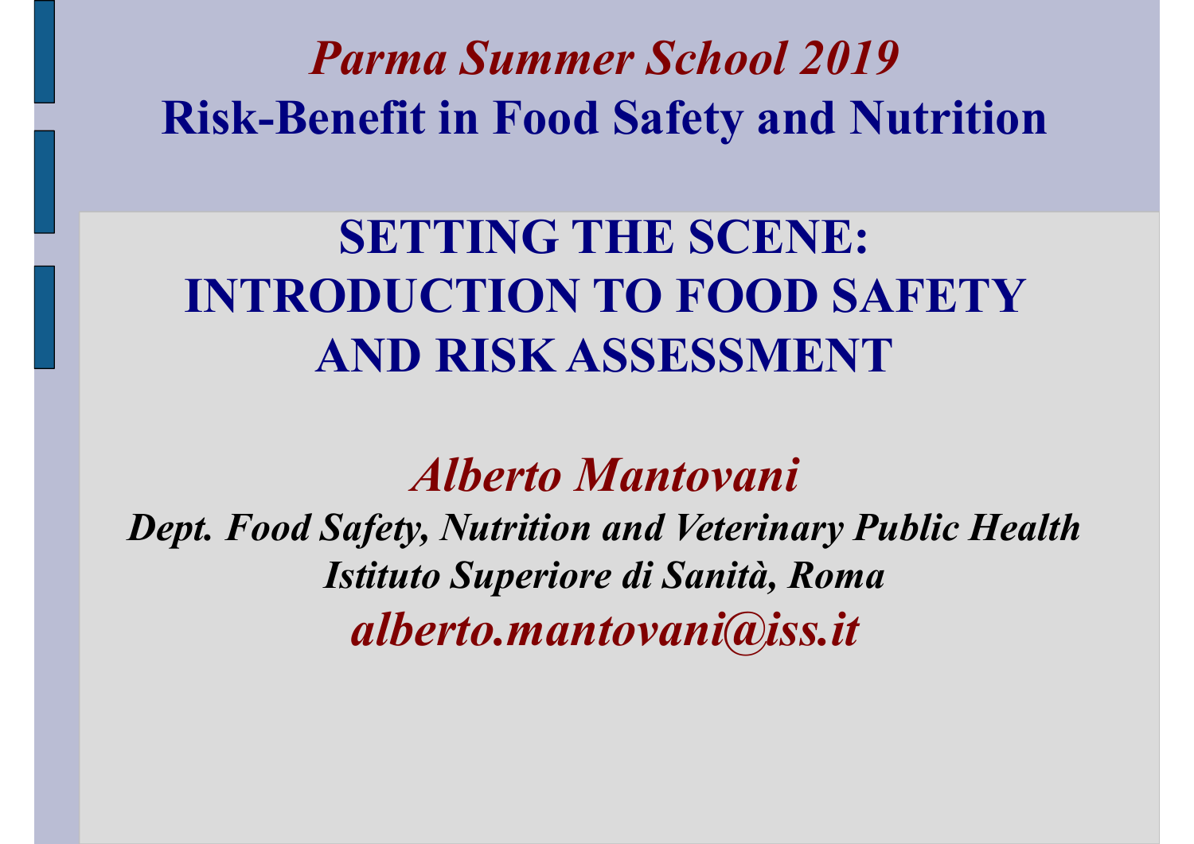*Parma Summer School 2019*

**Risk-Benefit in Food Safety and Nutrition**

# SETTING THE SCENE: INTRODUCTION TO FOOD SAFETY AND RISK ASSESSMENT

*Alberto Mantovani*

*Dept. Food Safety, Nutrition and Veterinary Public Health*

*Istituto Superiore di Sanità, Roma*

*alberto.mantovani@iss.it*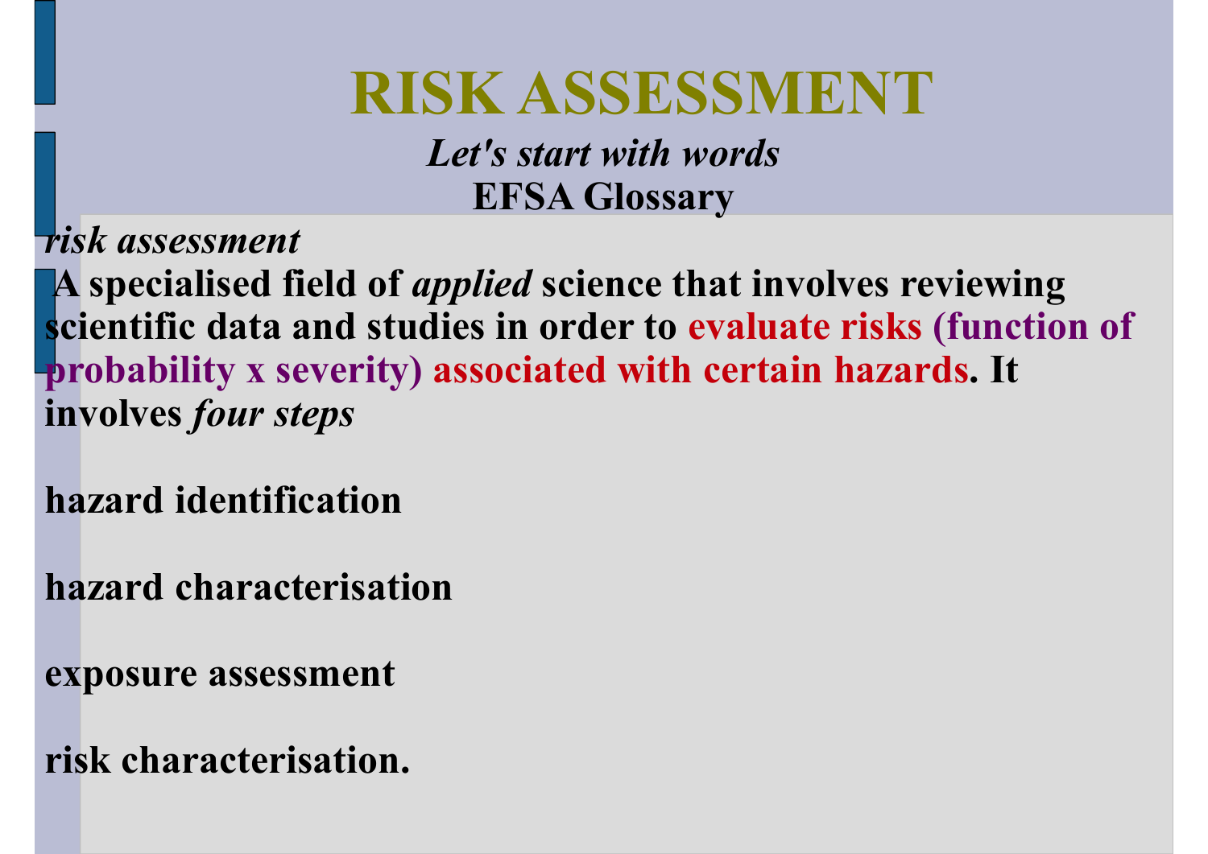# RISK ASSESSMENT

***Let's start with words***

**EFSA Glossary**

***risk assessment***

**A specialised field of *applied* science that involves reviewing scientific data and studies in order to evaluate risks (function of probability x severity) associated with certain hazards. It involves *four steps***

**hazard identification**

**hazard characterisation**

**exposure assessment**

**risk characterisation.**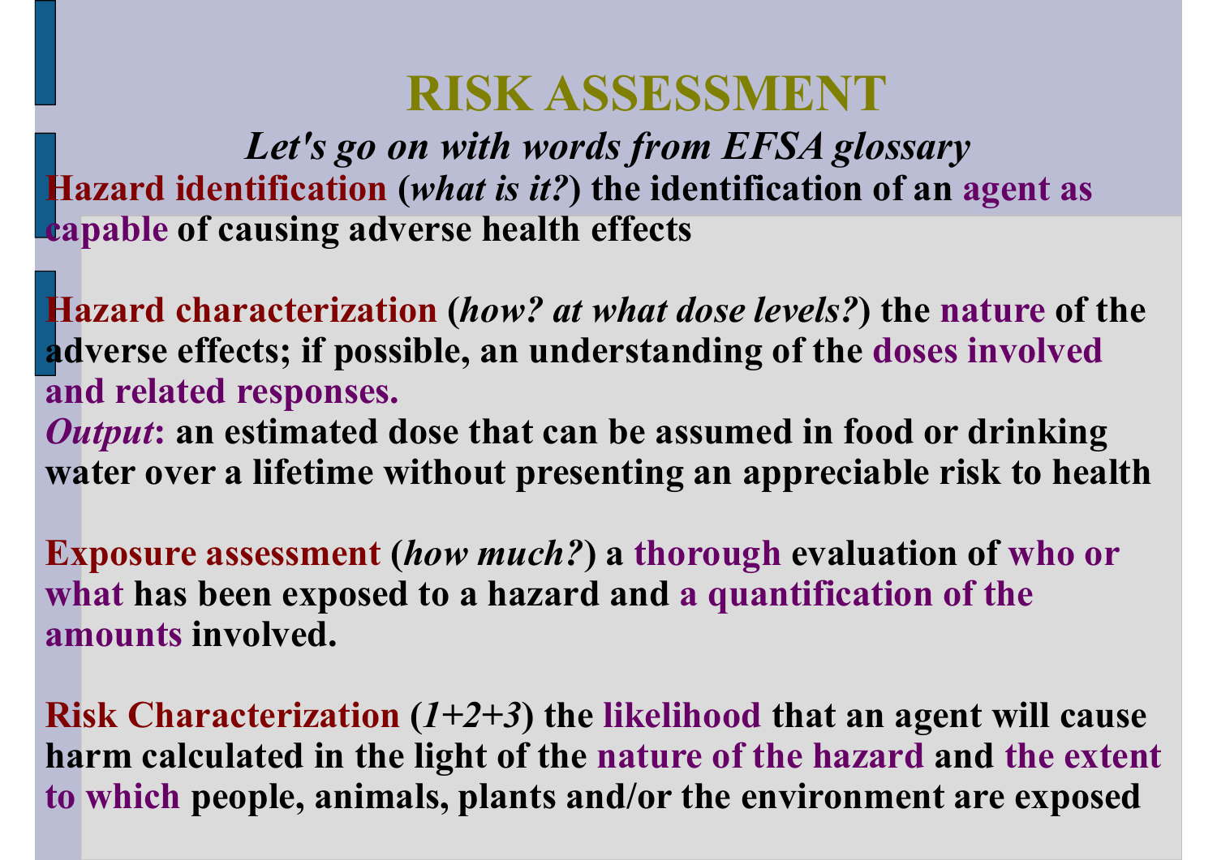# RISK ASSESSMENT

*Let's go on with words from EFSA glossary*

**Hazard identification** (*what is it?*) the identification of an agent as capable of causing adverse health effects

**Hazard characterization** (*how? at what dose levels?*) the nature of the adverse effects; if possible, an understanding of the doses involved and related responses.

*Output*: an estimated dose that can be assumed in food or drinking water over a lifetime without presenting an appreciable risk to health

**Exposure assessment** (*how much?*) a thorough evaluation of who or what has been exposed to a hazard and a quantification of the amounts involved.

**Risk Characterization** (*1+2+3*) the likelihood that an agent will cause harm calculated in the light of the nature of the hazard and the extent to which people, animals, plants and/or the environment are exposed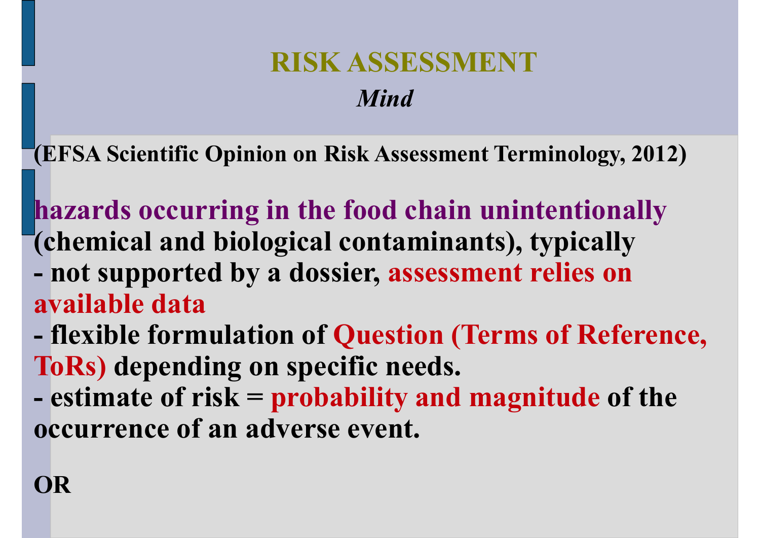# RISK ASSESSMENT

*Mind*

**(EFSA Scientific Opinion on Risk Assessment Terminology, 2012)**

**hazards occurring in the food chain unintentionally (chemical and biological contaminants), typically**

**- not supported by a dossier, assessment relies on available data**

**- flexible formulation of Question (Terms of Reference, ToRs) depending on specific needs.**

**- estimate of risk = probability and magnitude of the occurrence of an adverse event.**

**OR**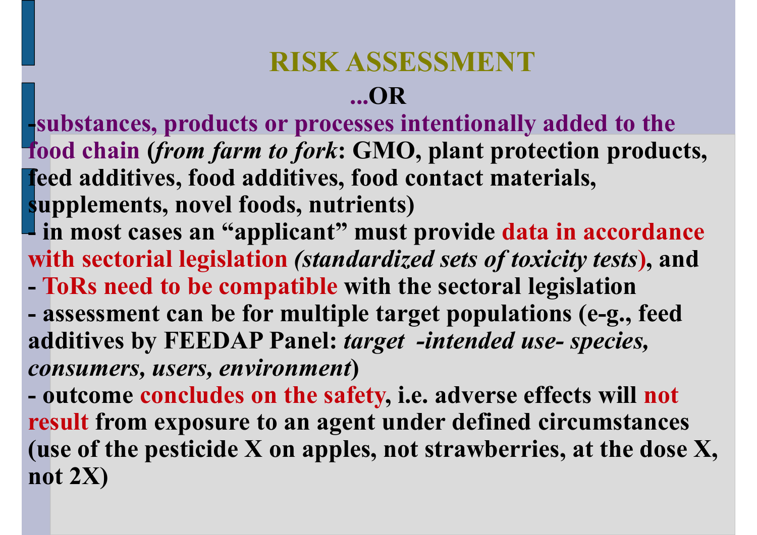# RISK ASSESSMENT

**...OR**

- **substances, products or processes intentionally added to the food chain (*from farm to fork*: GMO, plant protection products, feed additives, food additives, food contact materials, supplements, novel foods, nutrients)**
- **in most cases an "applicant" must provide data in accordance with sectorial legislation *(standardized sets of toxicity tests*), and**
- **ToRs need to be compatible with the sectoral legislation**
- **assessment can be for multiple target populations (e-g., feed additives by FEEDAP Panel: *target -intended use- species, consumers, users, environment*)**
- **outcome concludes on the safety, i.e. adverse effects will not result from exposure to an agent under defined circumstances (use of the pesticide X on apples, not strawberries, at the dose X, not 2X)**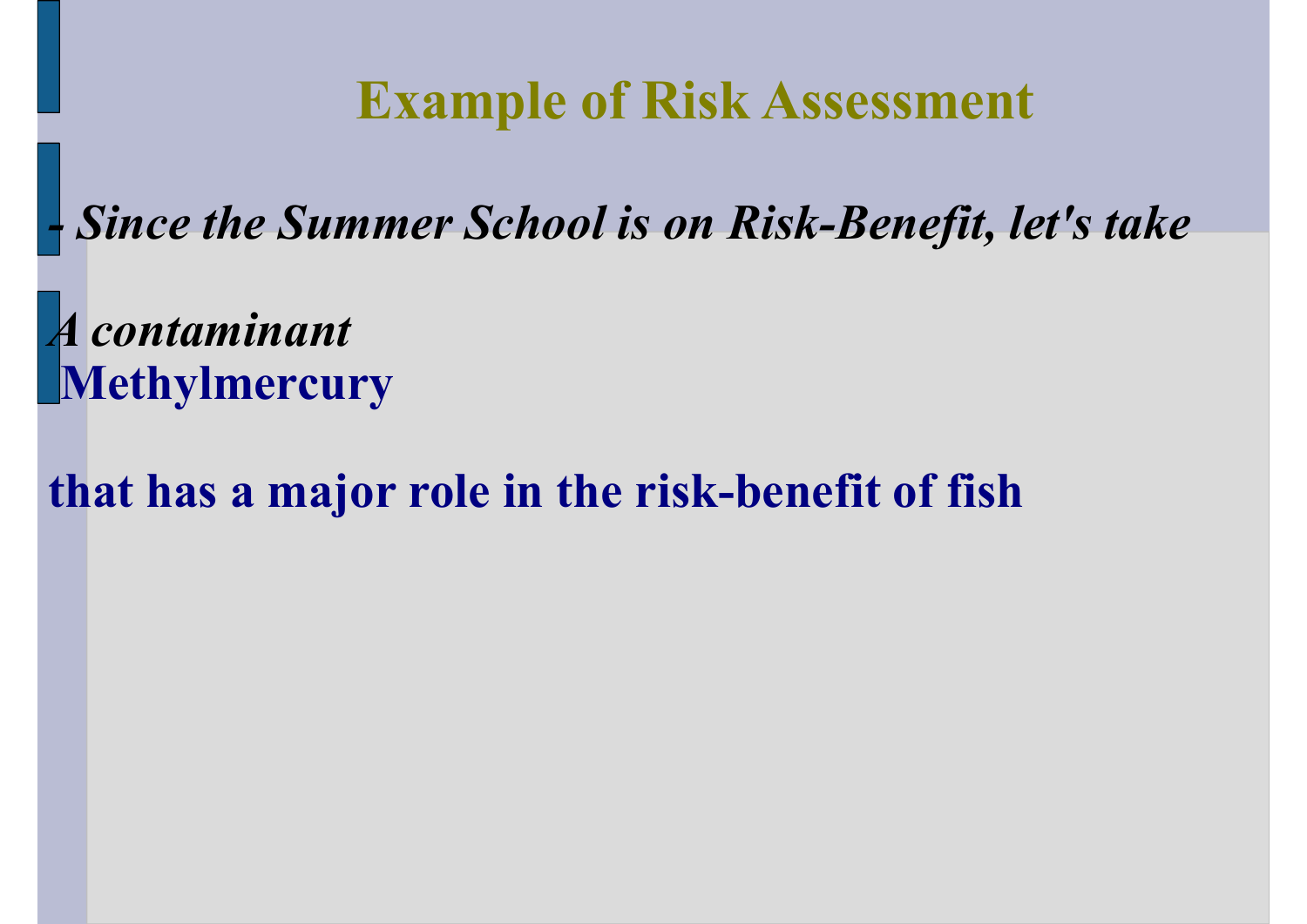# Example of Risk Assessment

*- Since the Summer School is on Risk-Benefit, let's take*

*A contaminant*

**Methylmercury**

**that has a major role in the risk-benefit of fish**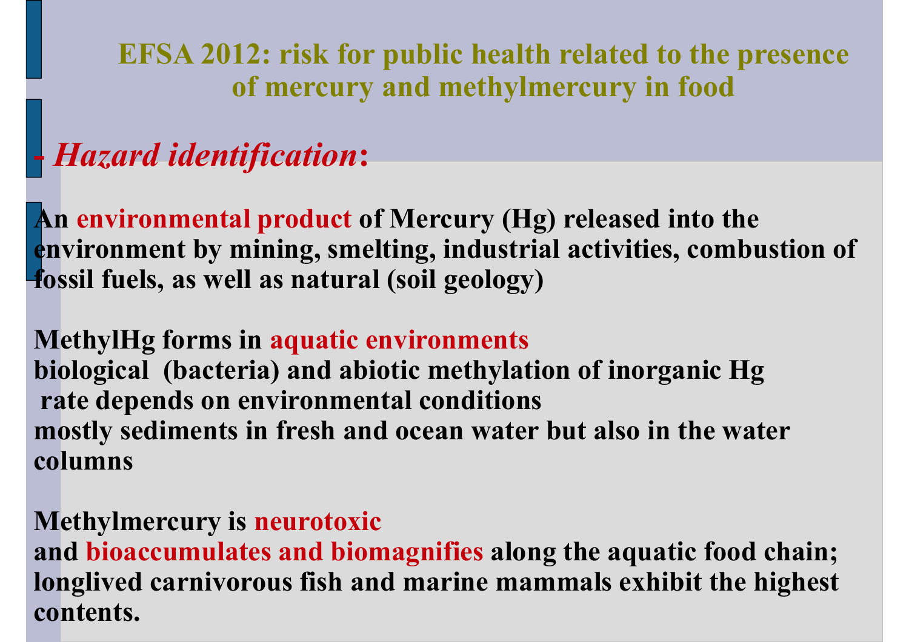# EFSA 2012: risk for public health related to the presence of mercury and methylmercury in food

## - *Hazard identification*:

**An environmental product of Mercury (Hg) released into the environment by mining, smelting, industrial activities, combustion of fossil fuels, as well as natural (soil geology)**

**MethylHg forms in aquatic environments**
**biological (bacteria) and abiotic methylation of inorganic Hg**
**rate depends on environmental conditions**
**mostly sediments in fresh and ocean water but also in the water columns**

**Methylmercury is neurotoxic**
**and bioaccumulates and biomagnifies along the aquatic food chain; longlived carnivorous fish and marine mammals exhibit the highest contents.**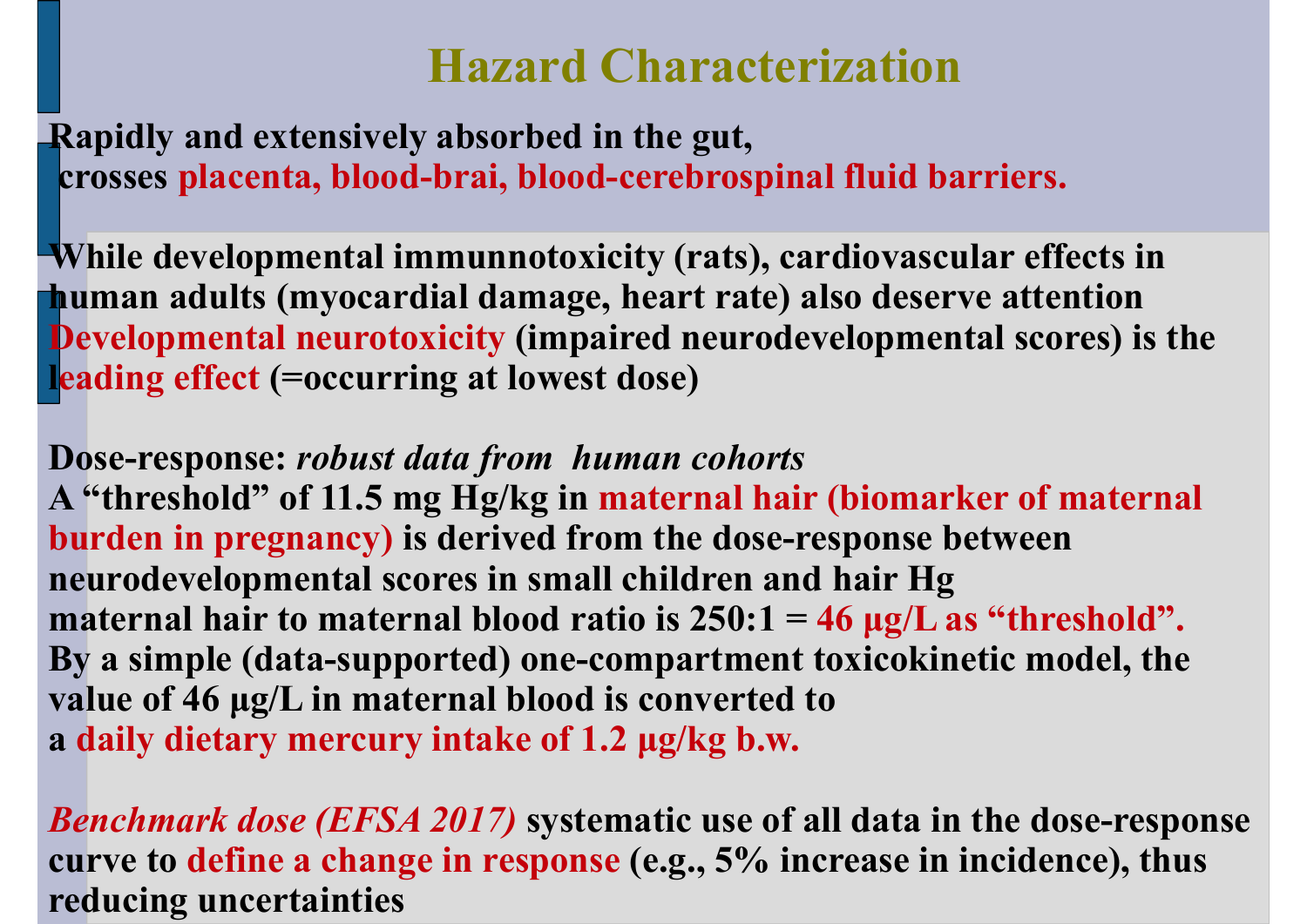# Hazard Characterization

Rapidly and extensively absorbed in the gut, crosses **placenta, blood-brai, blood-cerebrospinal fluid barriers.**

While developmental immunnotoxicity (rats), cardiovascular effects in human adults (myocardial damage, heart rate) also deserve attention **Developmental neurotoxicity** (impaired neurodevelopmental scores) is the **leading effect** (=occurring at lowest dose)

Dose-response: *robust data from human cohorts*

A "threshold" of 11.5 mg Hg/kg in **maternal hair (biomarker of maternal burden in pregnancy)** is derived from the dose-response between neurodevelopmental scores in small children and hair Hg maternal hair to maternal blood ratio is 250:1 = **46 µg/L as "threshold".**

By a simple (data-supported) one-compartment toxicokinetic model, the value of 46 µg/L in maternal blood is converted to a **daily dietary mercury intake of 1.2 µg/kg b.w.**

***Benchmark dose (EFSA 2017)*** systematic use of all data in the dose-response curve to **define a change in response** (e.g., 5% increase in incidence), thus reducing uncertainties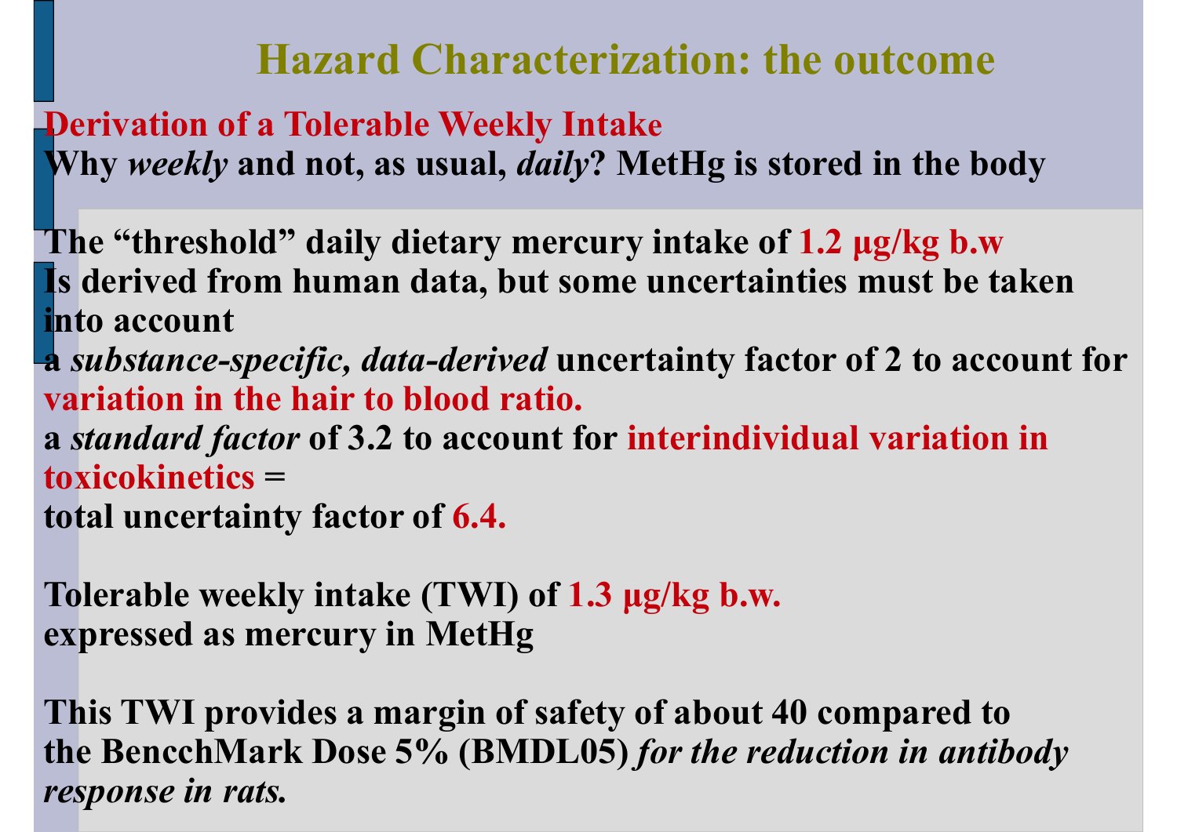# Hazard Characterization: the outcome

**Derivation of a Tolerable Weekly Intake**

**Why *weekly* and not, as usual, *daily*? MetHg is stored in the body**

**The “threshold” daily dietary mercury intake of 1.2 µg/kg b.w**

**Is derived from human data, but some uncertainties must be taken into account**

**a *substance-specific, data-derived* uncertainty factor of 2 to account for variation in the hair to blood ratio.**

**a *standard factor* of 3.2 to account for interindividual variation in toxicokinetics =**

**total uncertainty factor of 6.4.**

**Tolerable weekly intake (TWI) of 1.3 µg/kg b.w.**

**expressed as mercury in MetHg**

**This TWI provides a margin of safety of about 40 compared to the BencchMark Dose 5% (BMDL05) *for the reduction in antibody response in rats.***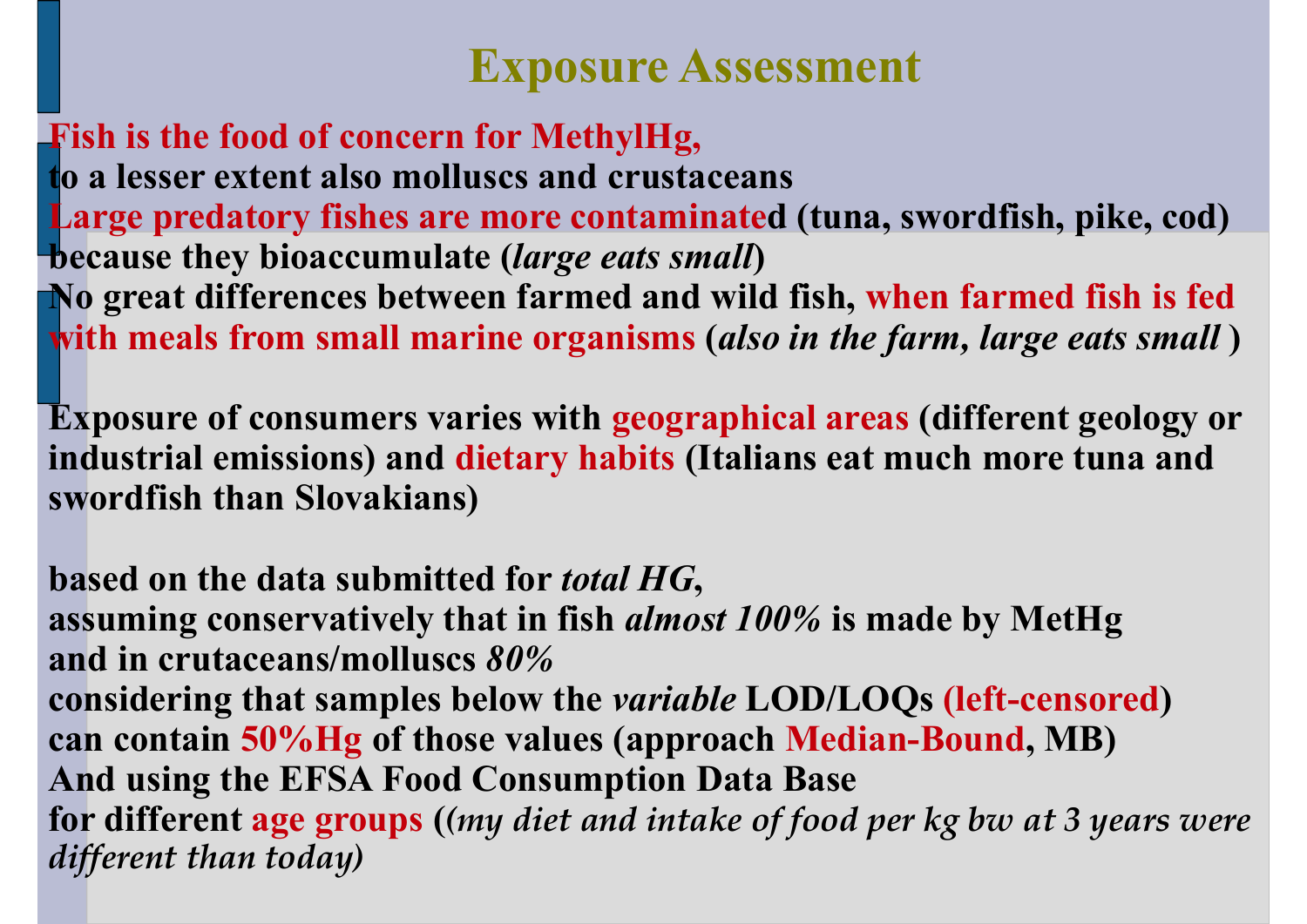# Exposure Assessment

**Fish is the food of concern for MethylHg,**
**to a lesser extent also molluscs and crustaceans**
**Large predatory fishes are more contaminated (tuna, swordfish, pike, cod) because they bioaccumulate (*large eats small*)**
**No great differences between farmed and wild fish, when farmed fish is fed with meals from small marine organisms (*also in the farm, large eats small* )**

**Exposure of consumers varies with geographical areas (different geology or industrial emissions) and dietary habits (Italians eat much more tuna and swordfish than Slovakians)**

**based on the data submitted for *total HG*,**
**assuming conservatively that in fish *almost 100%* is made by MetHg**
**and in crutaceans/molluscs *80%***
**considering that samples below the *variable* LOD/LOQs (left-censored) can contain 50%Hg of those values (approach Median-Bound, MB)**
**And using the EFSA Food Consumption Data Base**
**for different age groups ((*my diet and intake of food per kg bw at 3 years were different than today)***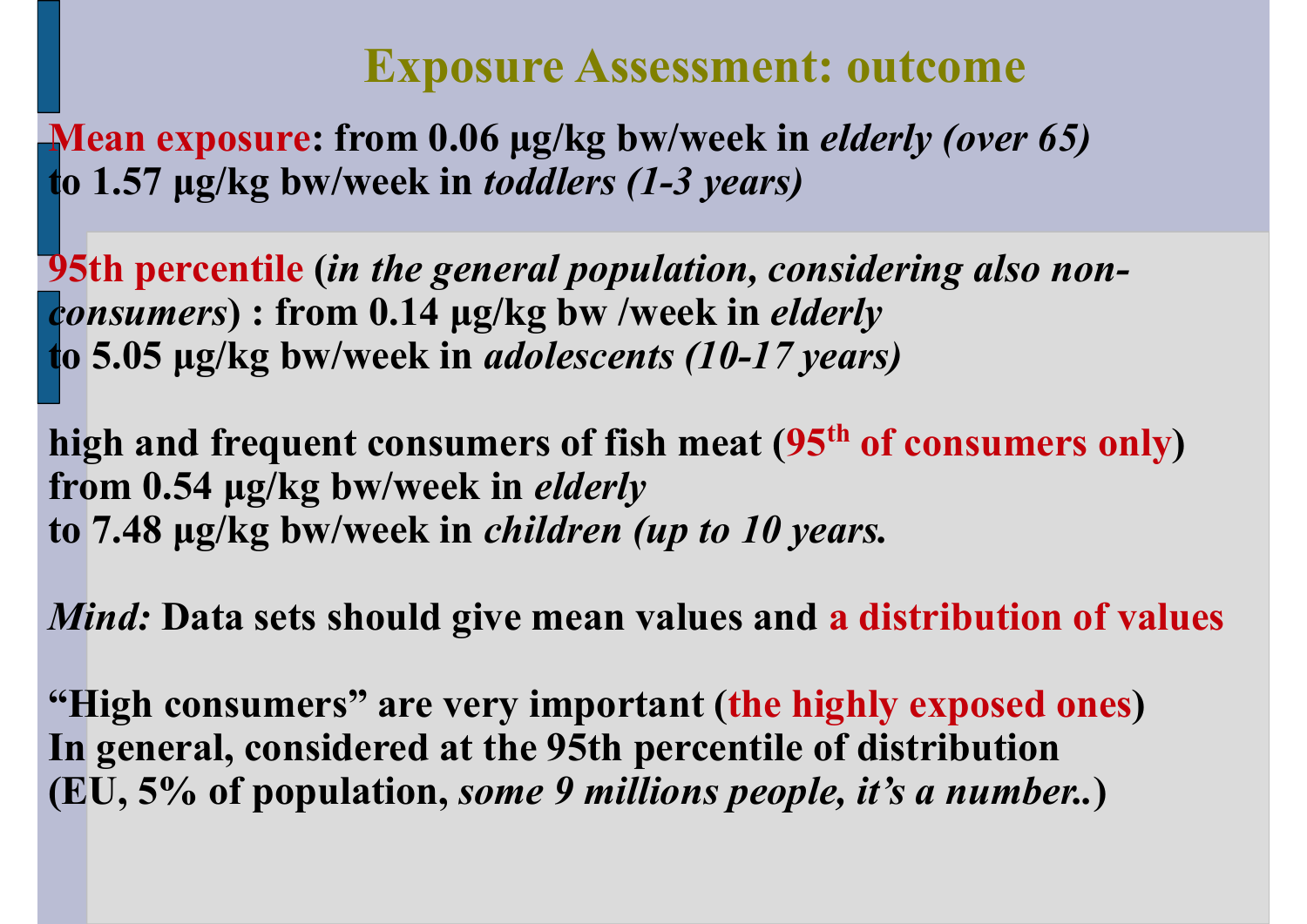# Exposure Assessment: outcome

**Mean exposure: from 0.06 µg/kg bw/week in *elderly (over 65)* to 1.57 µg/kg bw/week in *toddlers (1-3 years)***

**95th percentile (*in the general population, considering also non-consumers*) : from 0.14 µg/kg bw /week in *elderly* to 5.05 µg/kg bw/week in *adolescents (10-17 years)***

**high and frequent consumers of fish meat (95th of consumers only) from 0.54 µg/kg bw/week in *elderly* to 7.48 µg/kg bw/week in *children (up to 10 years.***

***Mind:* Data sets should give mean values and a distribution of values**

**"High consumers" are very important (the highly exposed ones) In general, considered at the 95th percentile of distribution (EU, 5% of population, *some 9 millions people, it's a number..*)**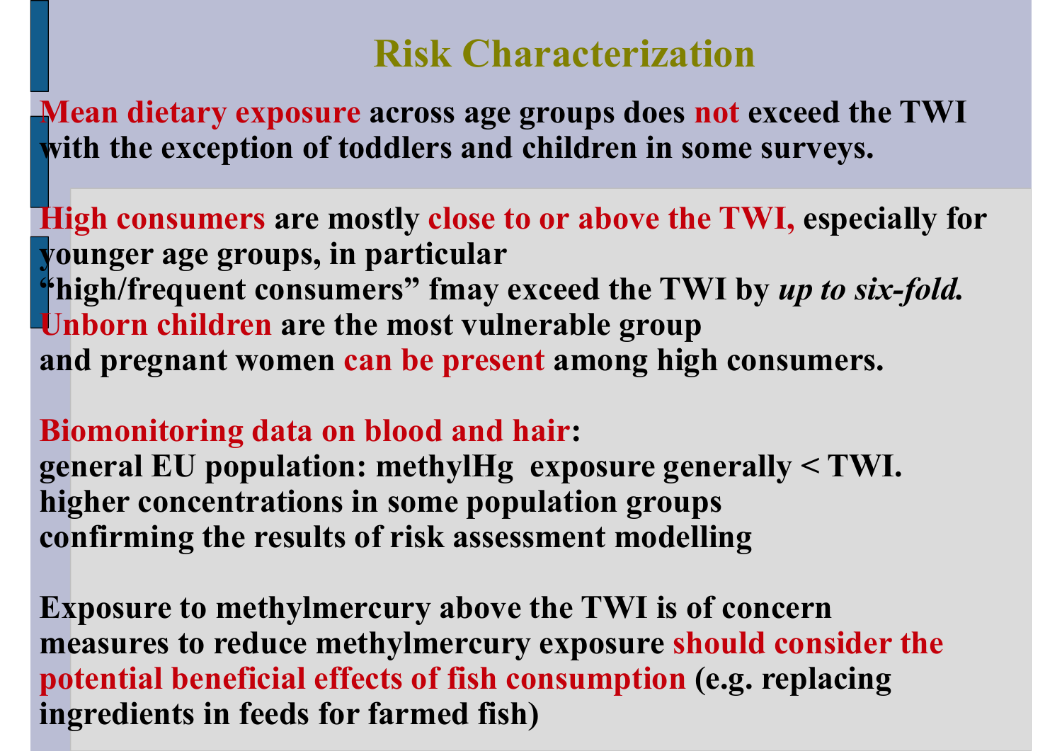# Risk Characterization

**Mean dietary exposure** across age groups does **not** exceed the TWI with the exception of toddlers and children in some surveys.

**High consumers** are mostly **close to or above the TWI,** especially for younger age groups, in particular "high/frequent consumers" fmay exceed the TWI by *up to six-fold.*

**Unborn children** are the most vulnerable group and pregnant women **can be present** among high consumers.

**Biomonitoring data on blood and hair**:
general EU population: methylHg exposure generally < TWI.
higher concentrations in some population groups confirming the results of risk assessment modelling

Exposure to methylmercury above the TWI is of concern measures to reduce methylmercury exposure **should consider the potential beneficial effects of fish consumption** (e.g. replacing ingredients in feeds for farmed fish)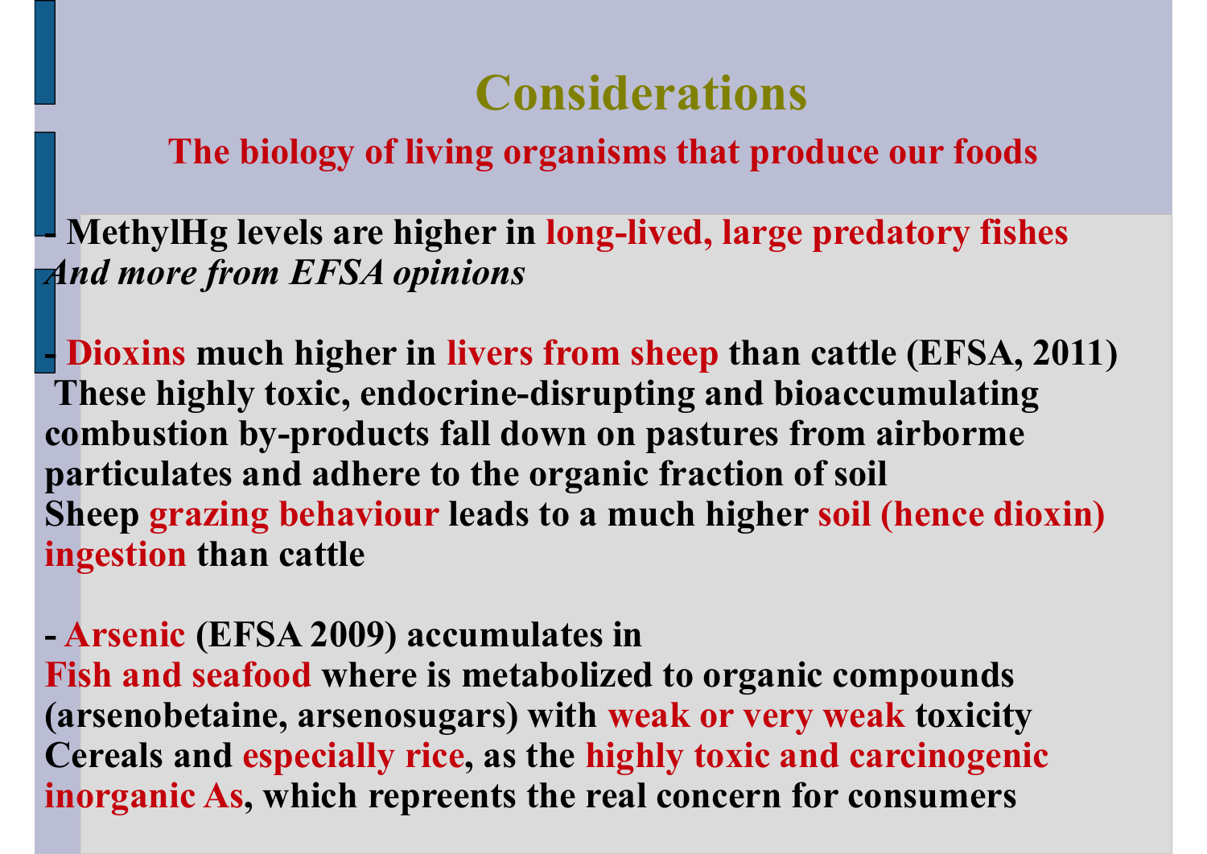# Considerations

## The biology of living organisms that produce our foods

- MethylHg levels are higher in long-lived, large predatory fishes

*And more from EFSA opinions*

- Dioxins much higher in livers from sheep than cattle (EFSA, 2011)

These highly toxic, endocrine-disrupting and bioaccumulating combustion by-products fall down on pastures from airborme particulates and adhere to the organic fraction of soil

Sheep grazing behaviour leads to a much higher soil (hence dioxin) ingestion than cattle

- Arsenic (EFSA 2009) accumulates in

Fish and seafood where is metabolized to organic compounds (arsenobetaine, arsenosugars) with weak or very weak toxicity

Cereals and especially rice, as the highly toxic and carcinogenic inorganic As, which repreents the real concern for consumers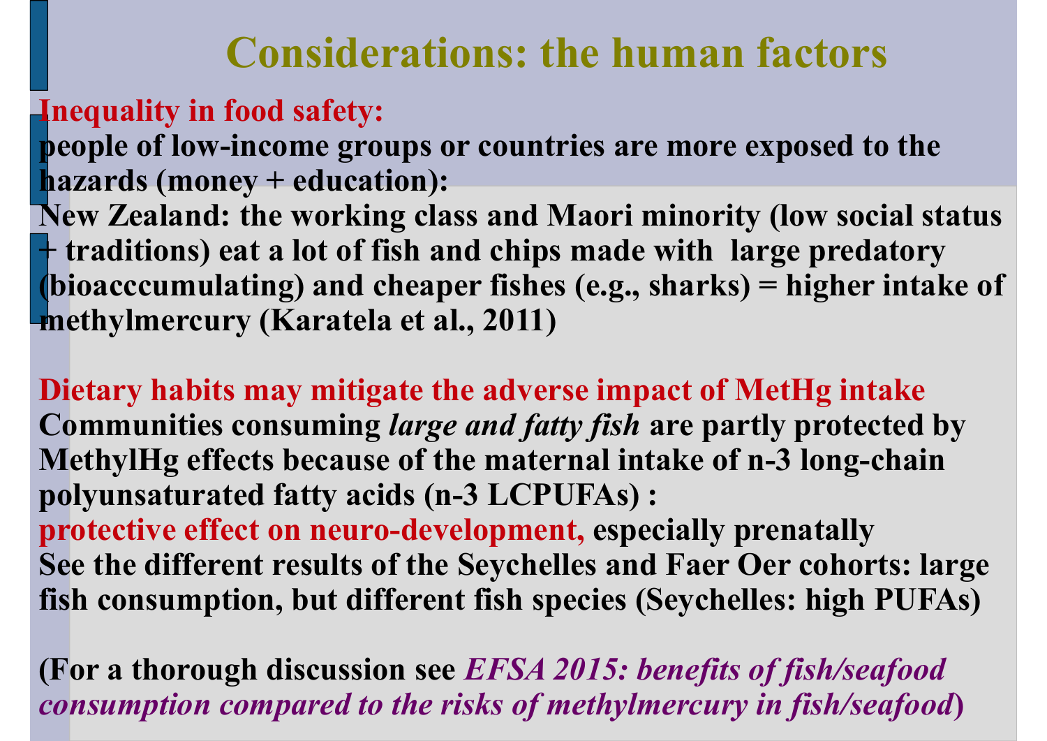# Considerations: the human factors

**Inequality in food safety:**

**people of low-income groups or countries are more exposed to the hazards (money + education):**

**New Zealand: the working class and Maori minority (low social status + traditions) eat a lot of fish and chips made with large predatory (bioacccumulating) and cheaper fishes (e.g., sharks) = higher intake of methylmercury (Karatela et al., 2011)**

**Dietary habits may mitigate the adverse impact of MetHg intake**

**Communities consuming *large and fatty fish* are partly protected by MethylHg effects because of the maternal intake of n-3 long-chain polyunsaturated fatty acids (n-3 LCPUFAs) :**

**protective effect on neuro-development, especially prenatally**

**See the different results of the Seychelles and Faer Oer cohorts: large fish consumption, but different fish species (Seychelles: high PUFAs)**

**(For a thorough discussion see *EFSA 2015: benefits of fish/seafood consumption compared to the risks of methylmercury in fish/seafood*)**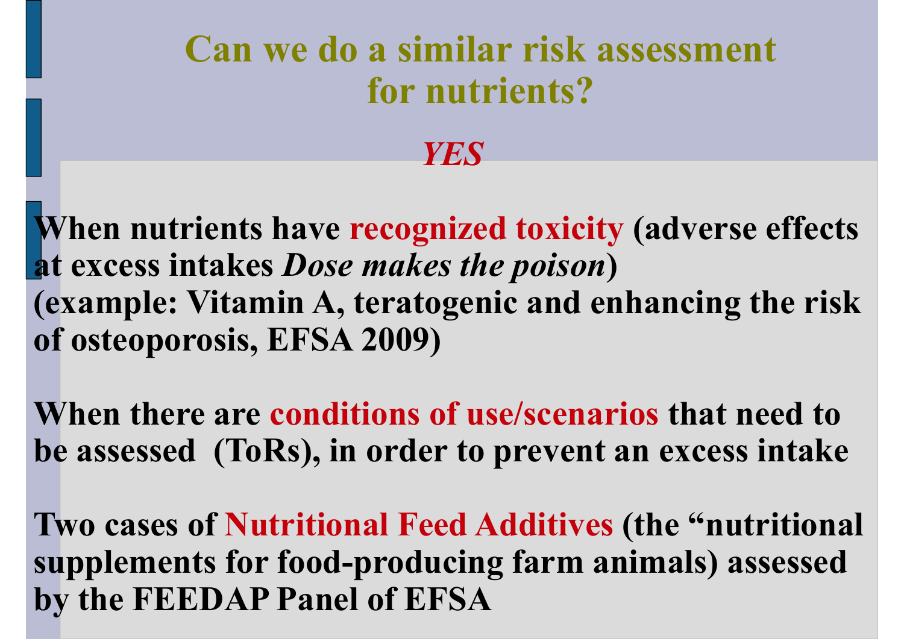# Can we do a similar risk assessment for nutrients?

***YES***

**When nutrients have recognized toxicity (adverse effects at excess intakes *Dose makes the poison*) (example: Vitamin A, teratogenic and enhancing the risk of osteoporosis, EFSA 2009)**

**When there are conditions of use/scenarios that need to be assessed (ToRs), in order to prevent an excess intake**

**Two cases of Nutritional Feed Additives (the "nutritional supplements for food-producing farm animals) assessed by the FEEDAP Panel of EFSA**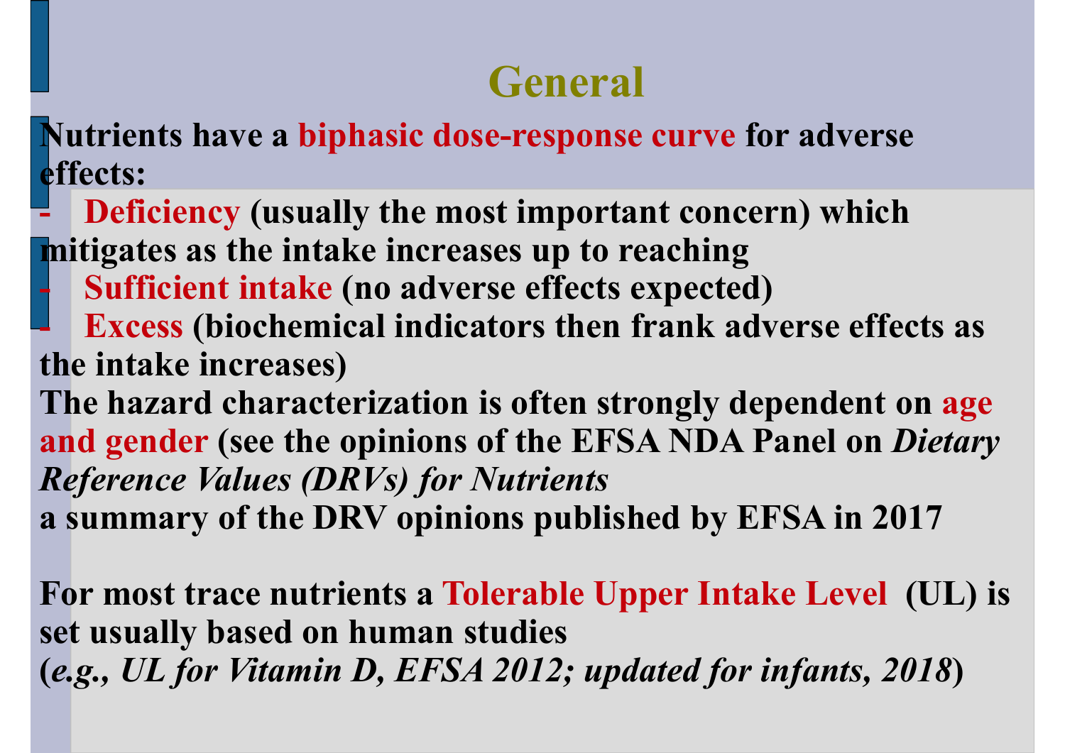# General

**Nutrients have a biphasic dose-response curve for adverse effects:**

- **Deficiency (usually the most important concern) which mitigates as the intake increases up to reaching**
- **Sufficient intake (no adverse effects expected)**
- **Excess (biochemical indicators then frank adverse effects as the intake increases)**

**The hazard characterization is often strongly dependent on age and gender (see the opinions of the EFSA NDA Panel on *Dietary Reference Values (DRVs) for Nutrients***
**a summary of the DRV opinions published by EFSA in 2017**

**For most trace nutrients a Tolerable Upper Intake Level (UL) is set usually based on human studies**
**(*e.g., UL for Vitamin D, EFSA 2012; updated for infants, 2018*)**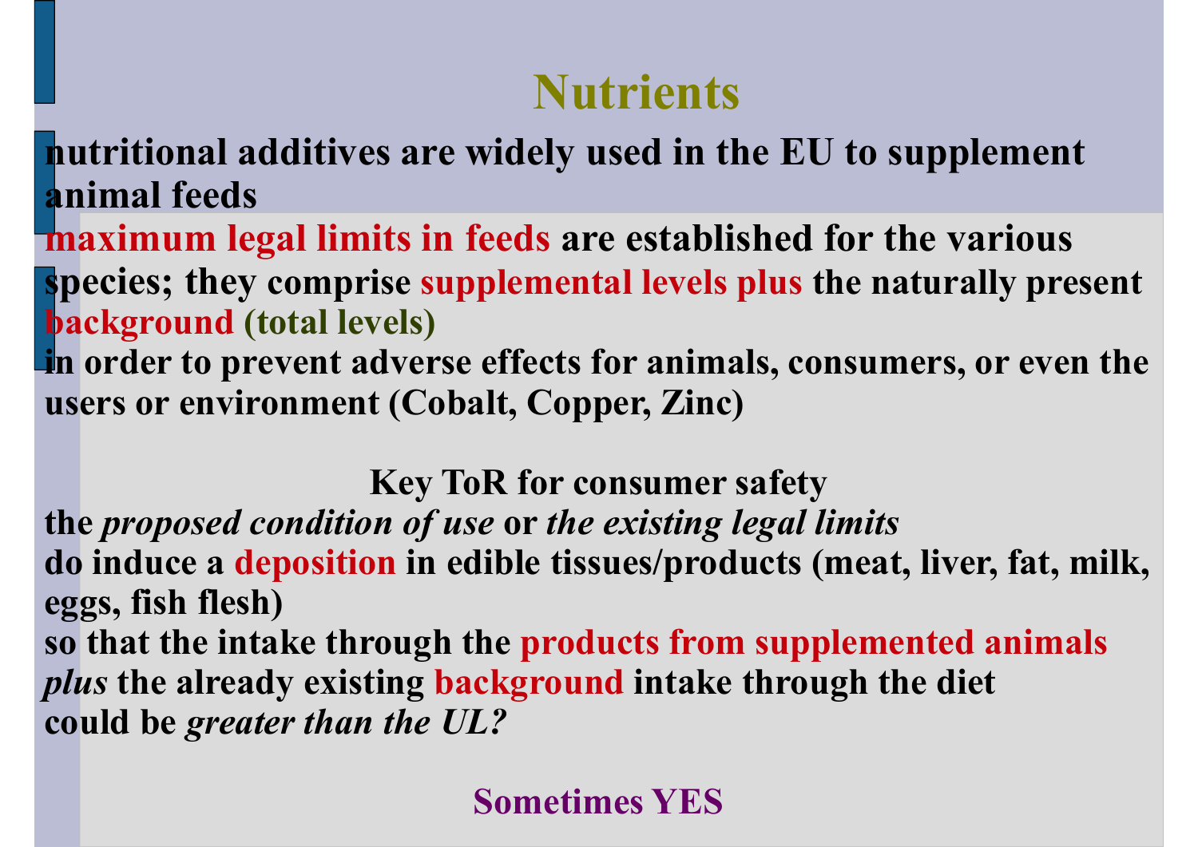# Nutrients

**nutritional additives are widely used in the EU to supplement animal feeds**

**maximum legal limits in feeds are established for the various species; they comprise supplemental levels plus the naturally present background (total levels)**

**in order to prevent adverse effects for animals, consumers, or even the users or environment (Cobalt, Copper, Zinc)**

**Key ToR for consumer safety**

**the *proposed condition of use* or *the existing legal limits***
**do induce a deposition in edible tissues/products (meat, liver, fat, milk, eggs, fish flesh)**
**so that the intake through the products from supplemented animals *plus* the already existing background intake through the diet could be *greater than the UL?***

**Sometimes YES**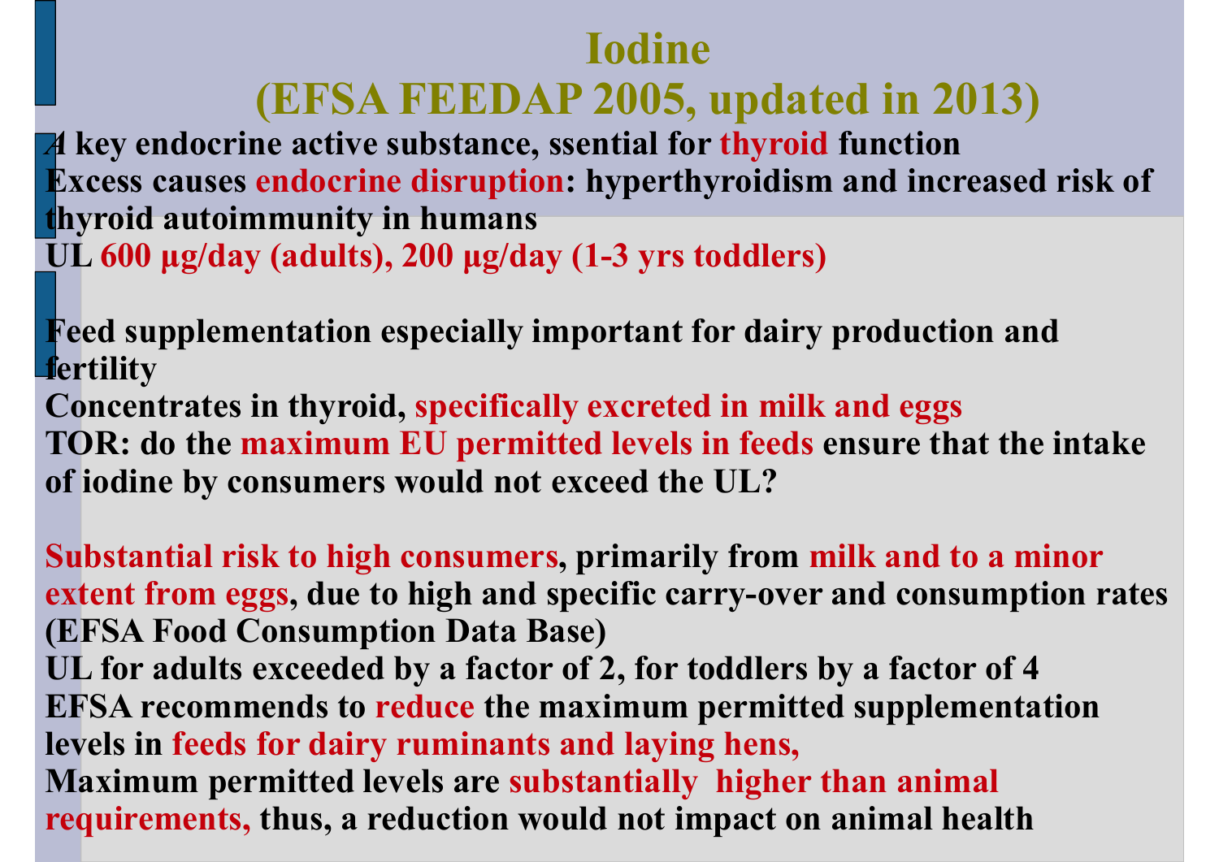# Iodine
## (EFSA FEEDAP 2005, updated in 2013)

A key endocrine active substance, ssential for thyroid function

Excess causes endocrine disruption: hyperthyroidism and increased risk of thyroid autoimmunity in humans

UL 600 µg/day (adults), 200 µg/day (1-3 yrs toddlers)

Feed supplementation especially important for dairy production and fertility

Concentrates in thyroid, specifically excreted in milk and eggs

TOR: do the maximum EU permitted levels in feeds ensure that the intake of iodine by consumers would not exceed the UL?

Substantial risk to high consumers, primarily from milk and to a minor extent from eggs, due to high and specific carry-over and consumption rates (EFSA Food Consumption Data Base)

UL for adults exceeded by a factor of 2, for toddlers by a factor of 4

EFSA recommends to reduce the maximum permitted supplementation levels in feeds for dairy ruminants and laying hens,

Maximum permitted levels are substantially higher than animal requirements, thus, a reduction would not impact on animal health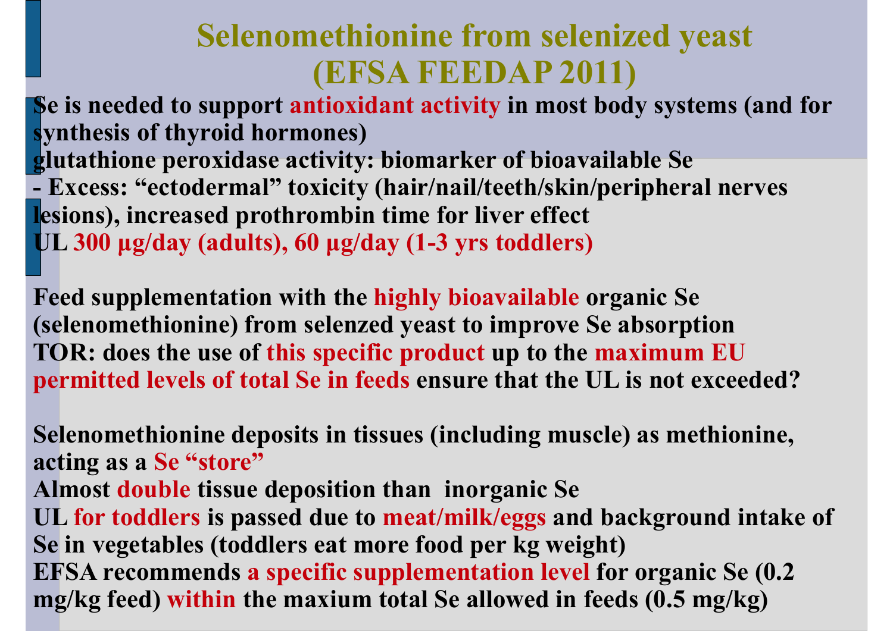# Selenomethionine from selenized yeast (EFSA FEEDAP 2011)

**Se is needed to support antioxidant activity in most body systems (and for synthesis of thyroid hormones)**
**glutathione peroxidase activity: biomarker of bioavailable Se**
**- Excess: “ectodermal” toxicity (hair/nail/teeth/skin/peripheral nerves lesions), increased prothrombin time for liver effect**
**UL 300 µg/day (adults), 60 µg/day (1-3 yrs toddlers)**

**Feed supplementation with the highly bioavailable organic Se (selenomethionine) from selenzed yeast to improve Se absorption**
**TOR: does the use of this specific product up to the maximum EU permitted levels of total Se in feeds ensure that the UL is not exceeded?**

**Selenomethionine deposits in tissues (including muscle) as methionine, acting as a Se “store”**
**Almost double tissue deposition than inorganic Se**
**UL for toddlers is passed due to meat/milk/eggs and background intake of Se in vegetables (toddlers eat more food per kg weight)**
**EFSA recommends a specific supplementation level for organic Se (0.2 mg/kg feed) within the maxium total Se allowed in feeds (0.5 mg/kg)**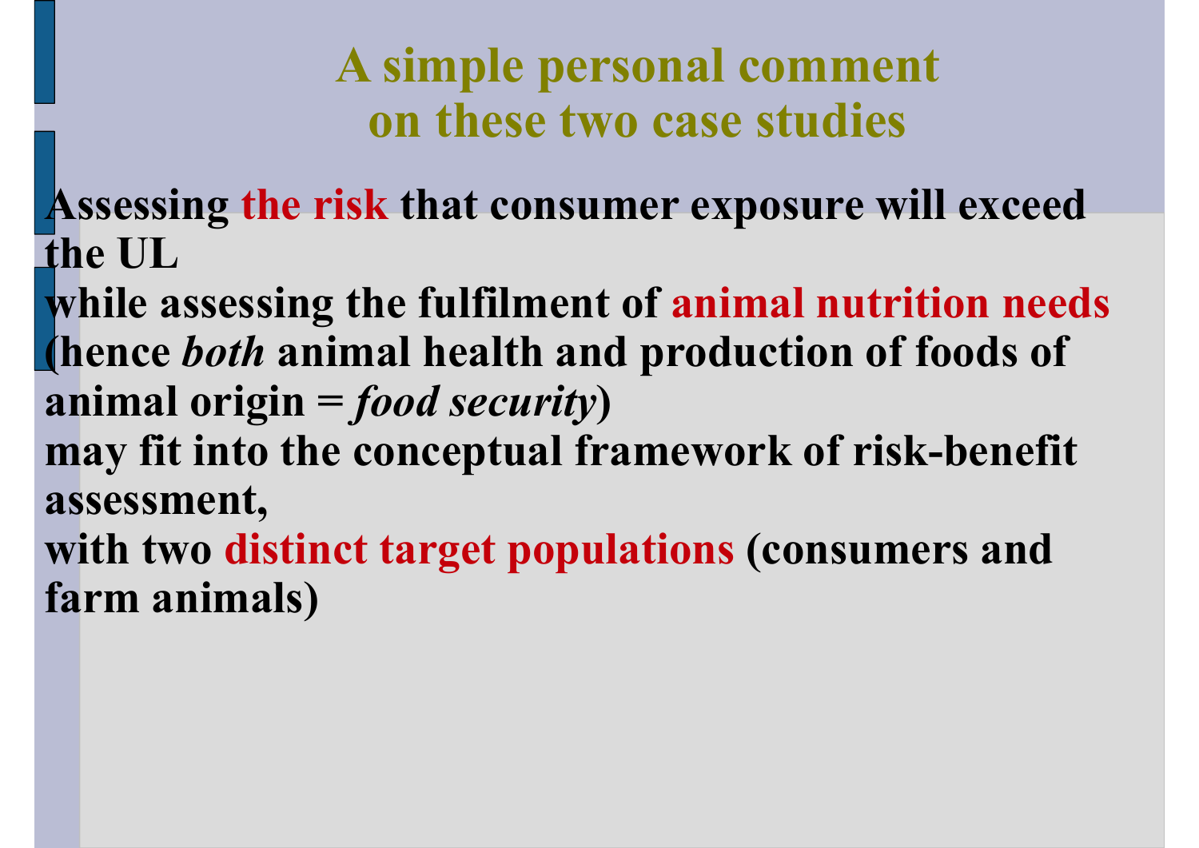# A simple personal comment on these two case studies

**Assessing the risk that consumer exposure will exceed the UL**
**while assessing the fulfilment of animal nutrition needs**
**(hence *both* animal health and production of foods of animal origin = *food security*)**
**may fit into the conceptual framework of risk-benefit assessment,**
**with two distinct target populations (consumers and farm animals)**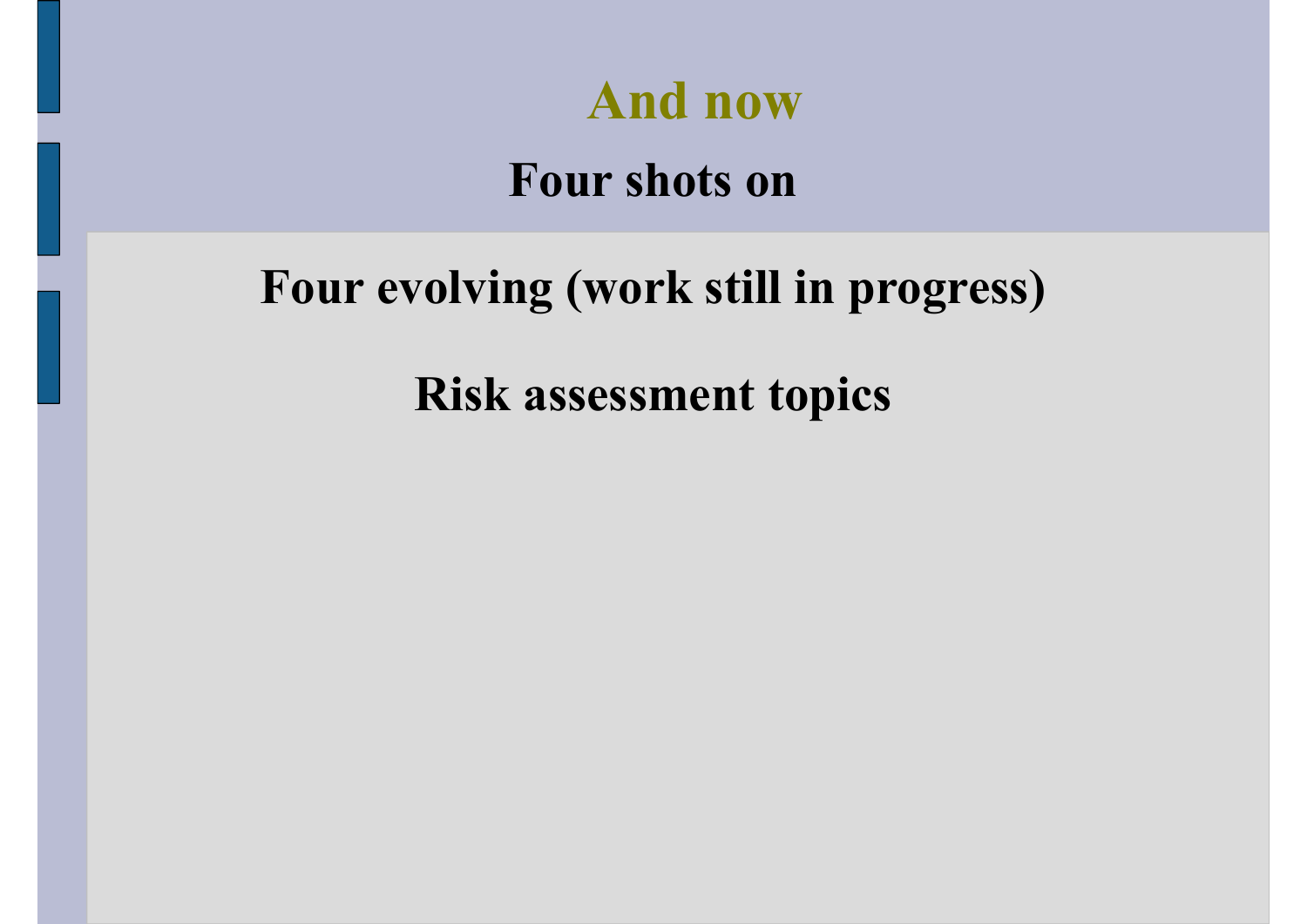# And now

## Four shots on

**Four evolving (work still in progress)**

**Risk assessment topics**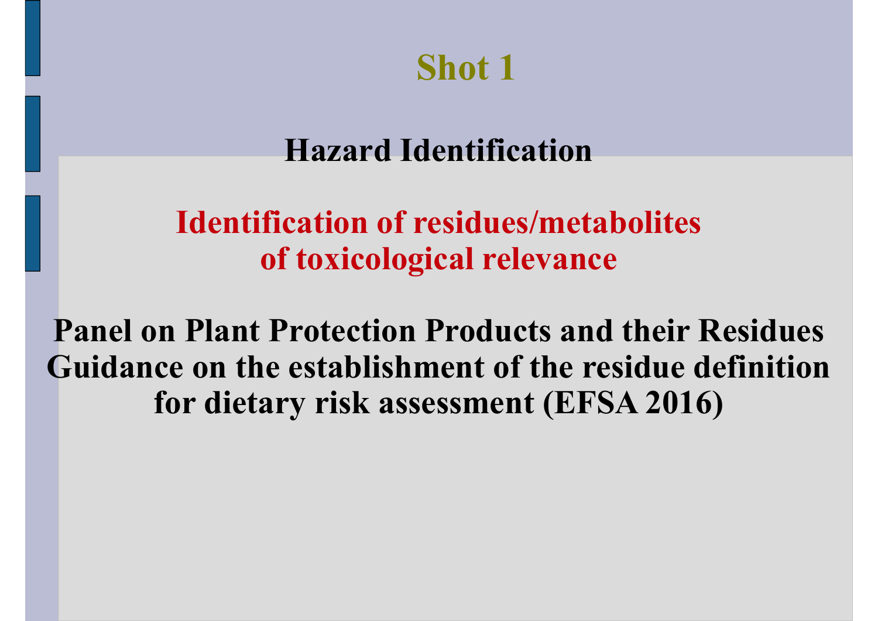# Shot 1

## Hazard Identification

## Identification of residues/metabolites of toxicological relevance

**Panel on Plant Protection Products and their Residues Guidance on the establishment of the residue definition for dietary risk assessment (EFSA 2016)**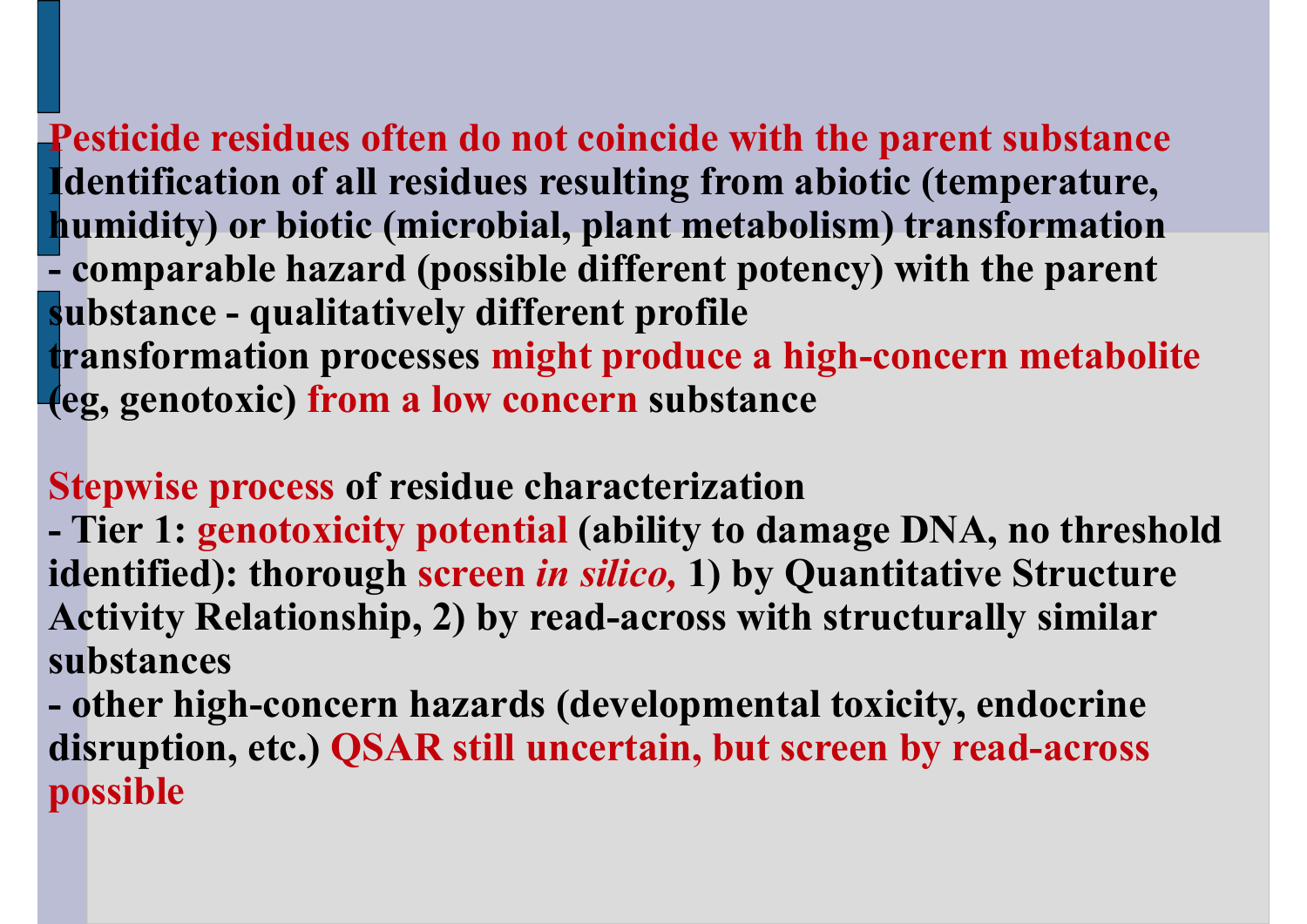**Pesticide residues often do not coincide with the parent substance**

**Identification of all residues resulting from abiotic (temperature, humidity) or biotic (microbial, plant metabolism) transformation**

**- comparable hazard (possible different potency) with the parent substance - qualitatively different profile**

**transformation processes might produce a high-concern metabolite (eg, genotoxic) from a low concern substance**

**Stepwise process of residue characterization**

**- Tier 1: genotoxicity potential (ability to damage DNA, no threshold identified): thorough screen *in silico,* 1) by Quantitative Structure Activity Relationship, 2) by read-across with structurally similar substances**

**- other high-concern hazards (developmental toxicity, endocrine disruption, etc.) QSAR still uncertain, but screen by read-across possible**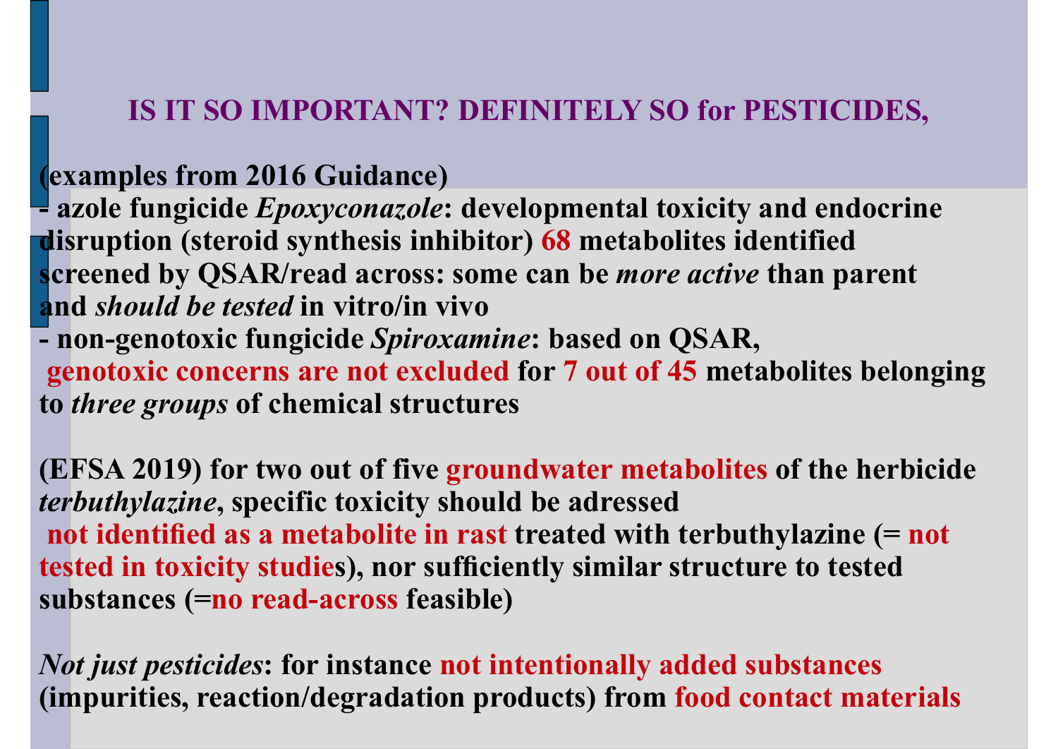## IS IT SO IMPORTANT? DEFINITELY SO for PESTICIDES,

**(examples from 2016 Guidance)**

**- azole fungicide *Epoxyconazole*: developmental toxicity and endocrine disruption (steroid synthesis inhibitor) 68 metabolites identified screened by QSAR/read across: some can be *more active* than parent and *should be tested* in vitro/in vivo**

**- non-genotoxic fungicide *Spiroxamine*: based on QSAR, genotoxic concerns are not excluded for 7 out of 45 metabolites belonging to *three groups* of chemical structures**

**(EFSA 2019) for two out of five groundwater metabolites of the herbicide *terbuthylazine*, specific toxicity should be adressed not identified as a metabolite in rast treated with terbuthylazine (= not tested in toxicity studies), nor sufficiently similar structure to tested substances (=no read-across feasible)**

***Not just pesticides*: for instance not intentionally added substances (impurities, reaction/degradation products) from food contact materials**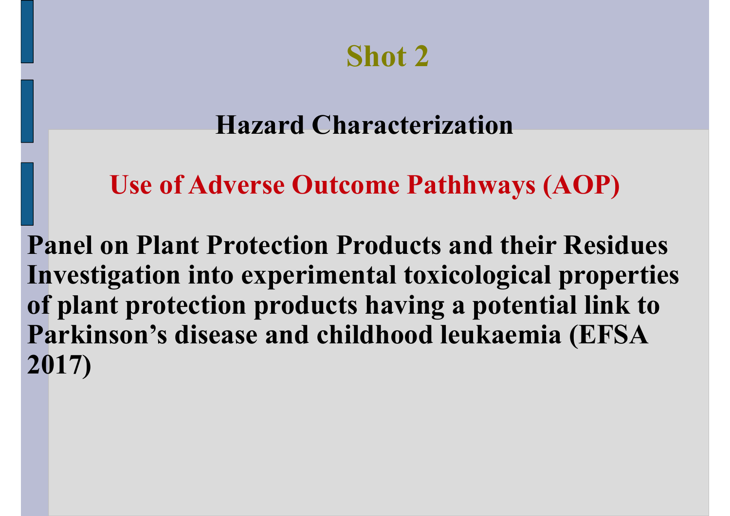# Shot 2

## Hazard Characterization

## Use of Adverse Outcome Pathhways (AOP)

**Panel on Plant Protection Products and their Residues Investigation into experimental toxicological properties of plant protection products having a potential link to Parkinson's disease and childhood leukaemia (EFSA 2017)**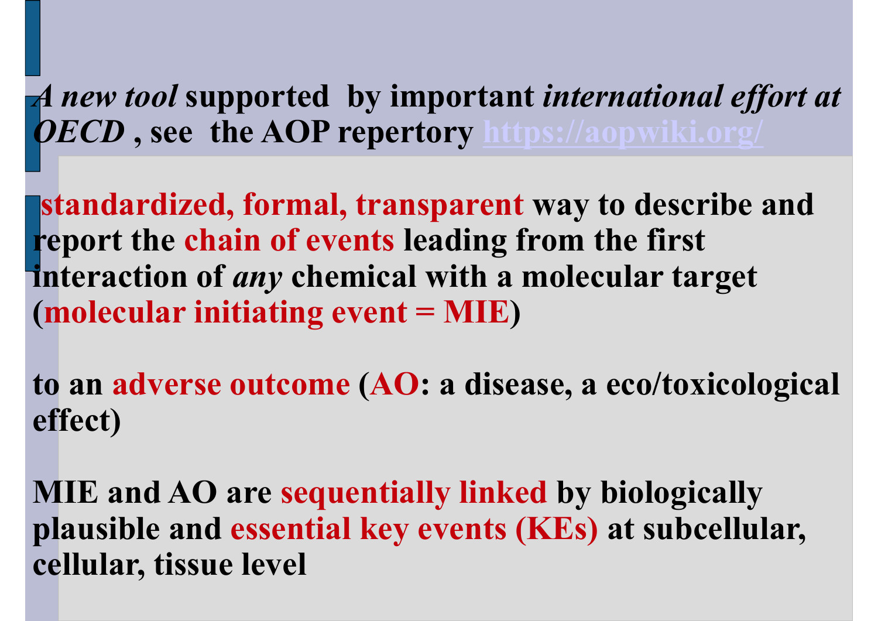***A new tool* supported by important *international effort at OECD* , see the AOP repertory https://aopwiki.org/**

**standardized, formal, transparent way to describe and report the chain of events leading from the first interaction of *any* chemical with a molecular target (molecular initiating event = MIE)**

**to an adverse outcome (AO: a disease, a eco/toxicological effect)**

**MIE and AO are sequentially linked by biologically plausible and essential key events (KEs) at subcellular, cellular, tissue level**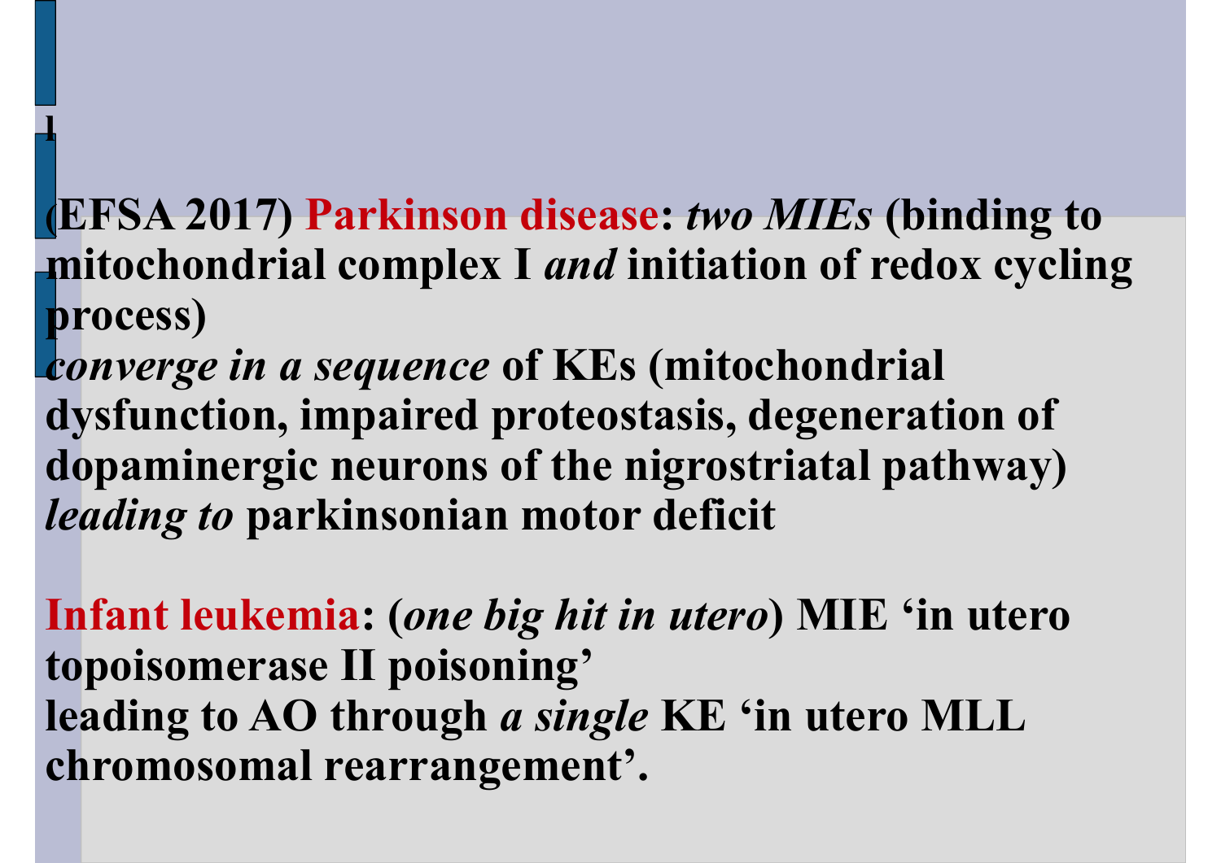**(EFSA 2017) Parkinson disease: *two MIEs* (binding to mitochondrial complex I *and* initiation of redox cycling process)**
***converge in a sequence* of KEs (mitochondrial dysfunction, impaired proteostasis, degeneration of dopaminergic neurons of the nigrostriatal pathway)**
***leading to* parkinsonian motor deficit**

**Infant leukemia: (*one big hit in utero*) MIE 'in utero topoisomerase II poisoning'**
**leading to AO through *a single* KE 'in utero MLL chromosomal rearrangement'.**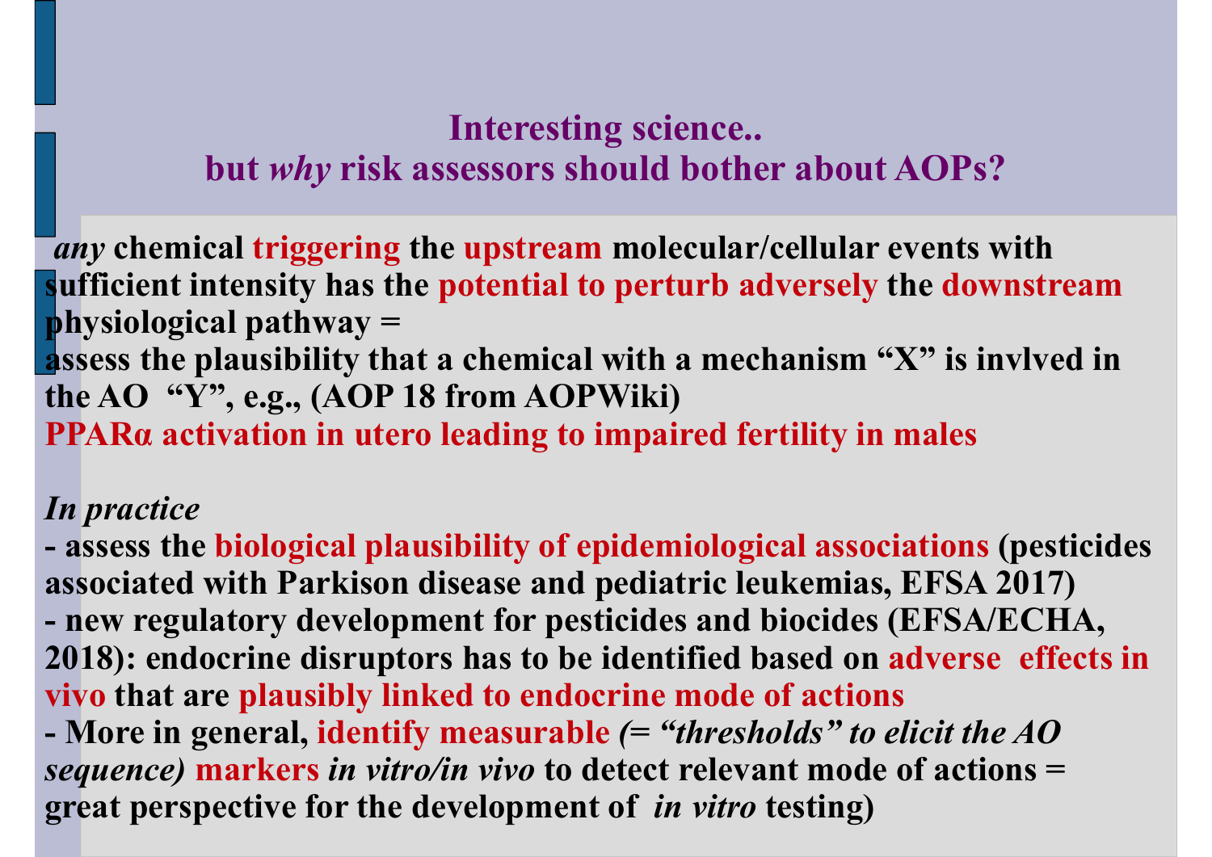## Interesting science..
## but *why* risk assessors should bother about AOPs?

***any*** **chemical triggering the upstream molecular/cellular events with sufficient intensity has the potential to perturb adversely the downstream physiological pathway =**
**assess the plausibility that a chemical with a mechanism "X" is invlved in the AO "Y", e.g., (AOP 18 from AOPWiki)**
**PPARα activation in utero leading to impaired fertility in males**

***In practice***
**- assess the biological plausibility of epidemiological associations (pesticides associated with Parkison disease and pediatric leukemias, EFSA 2017)**
**- new regulatory development for pesticides and biocides (EFSA/ECHA, 2018): endocrine disruptors has to be identified based on adverse effects in vivo that are plausibly linked to endocrine mode of actions**
**- More in general, identify measurable *(= "thresholds" to elicit the AO sequence)* markers *in vitro/in vivo* to detect relevant mode of actions = great perspective for the development of *in vitro* testing)**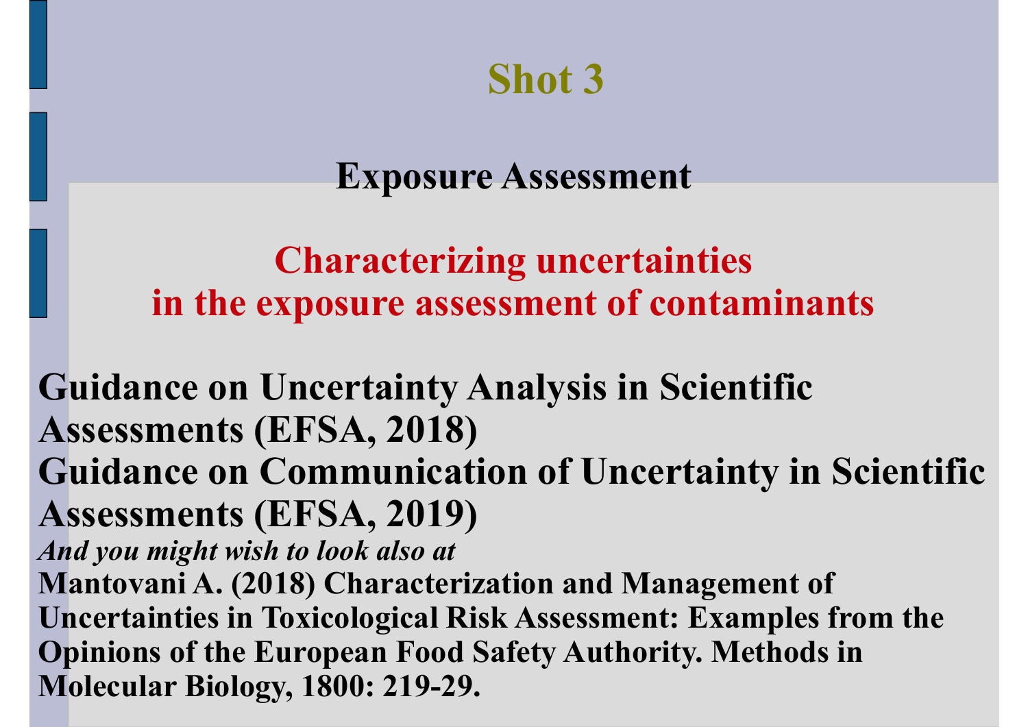# Shot 3

## Exposure Assessment

## Characterizing uncertainties in the exposure assessment of contaminants

**Guidance on Uncertainty Analysis in Scientific Assessments (EFSA, 2018)**
**Guidance on Communication of Uncertainty in Scientific Assessments (EFSA, 2019)**

***And you might wish to look also at***

**Mantovani A. (2018) Characterization and Management of Uncertainties in Toxicological Risk Assessment: Examples from the Opinions of the European Food Safety Authority. Methods in Molecular Biology, 1800: 219-29.**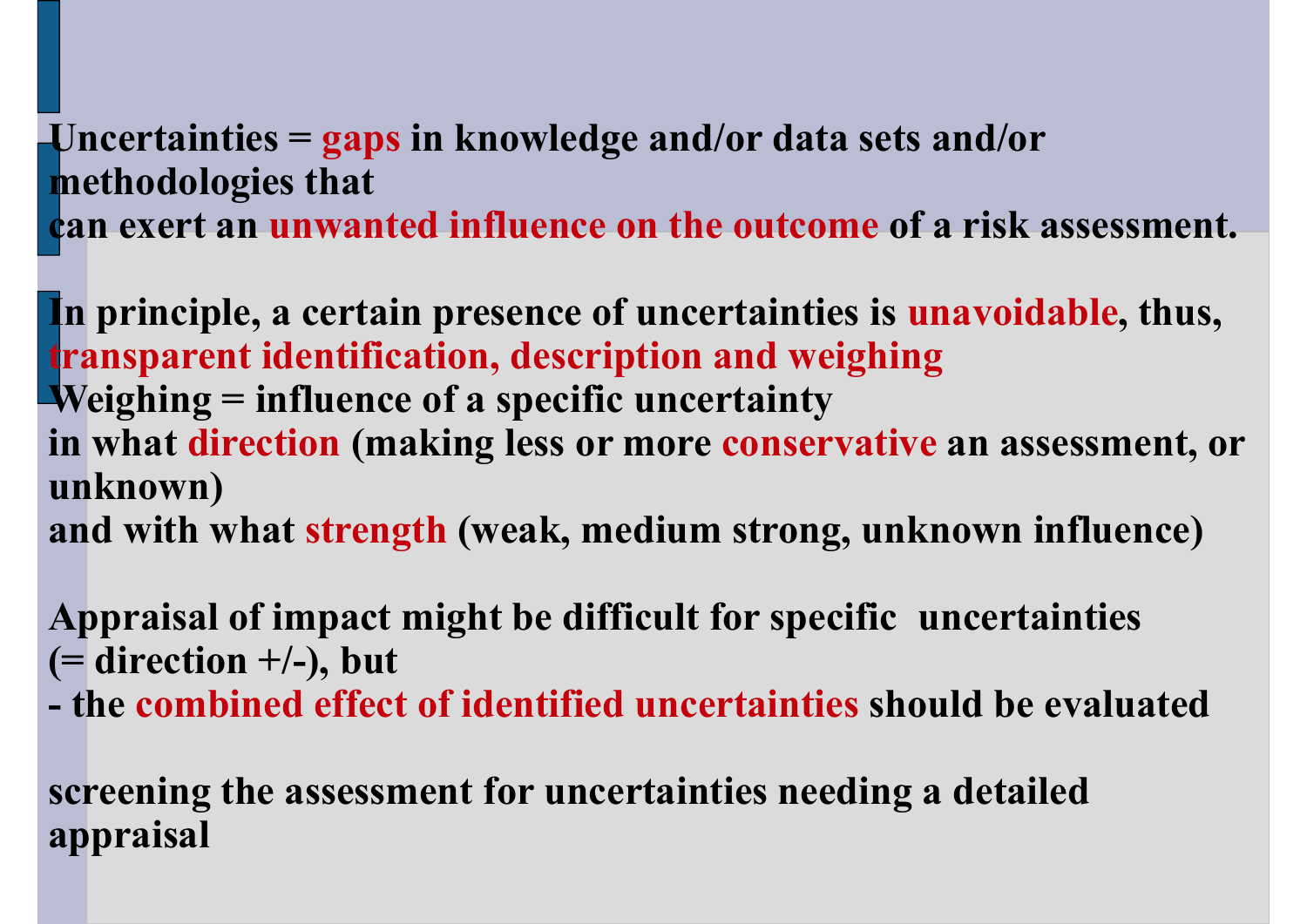**Uncertainties = gaps in knowledge and/or data sets and/or methodologies that can exert an unwanted influence on the outcome of a risk assessment.**

**In principle, a certain presence of uncertainties is unavoidable, thus, transparent identification, description and weighing**

**Weighing = influence of a specific uncertainty in what direction (making less or more conservative an assessment, or unknown) and with what strength (weak, medium strong, unknown influence)**

**Appraisal of impact might be difficult for specific uncertainties (= direction +/-), but**

**- the combined effect of identified uncertainties should be evaluated**

**screening the assessment for uncertainties needing a detailed appraisal**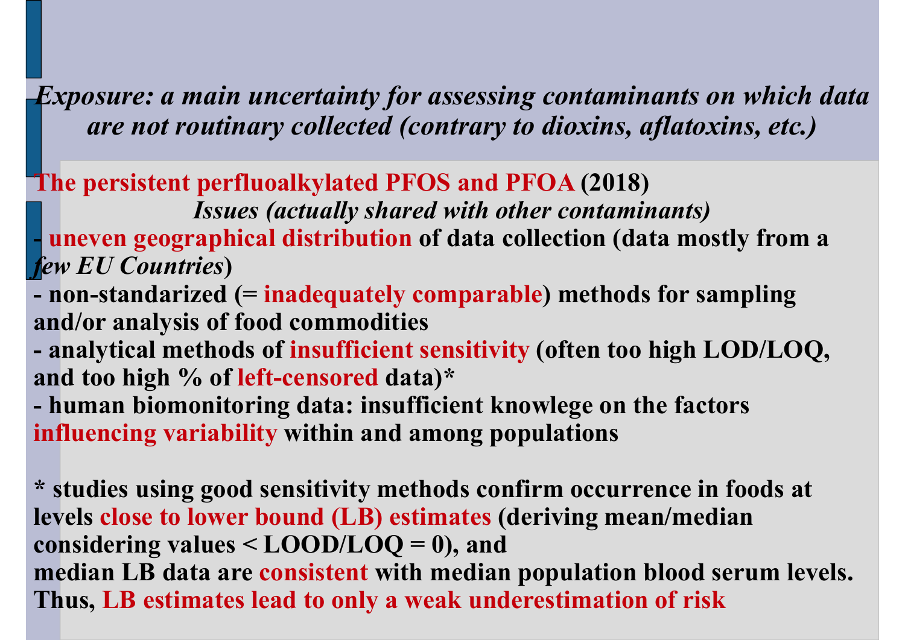# *Exposure: a main uncertainty for assessing contaminants on which data are not routinary collected (contrary to dioxins, aflatoxins, etc.)*

**The persistent perfluoalkylated PFOS and PFOA (2018)**

***Issues (actually shared with other contaminants)***

- **uneven geographical distribution of data collection (data mostly from a *few EU Countries*)**
- **non-standarized (= inadequately comparable) methods for sampling and/or analysis of food commodities**
- **analytical methods of insufficient sensitivity (often too high LOD/LOQ, and too high % of left-censored data)***
- **human biomonitoring data: insufficient knowlege on the factors influencing variability within and among populations**

**\* studies using good sensitivity methods confirm occurrence in foods at levels close to lower bound (LB) estimates (deriving mean/median considering values < LOOD/LOQ = 0), and median LB data are consistent with median population blood serum levels. Thus, LB estimates lead to only a weak underestimation of risk**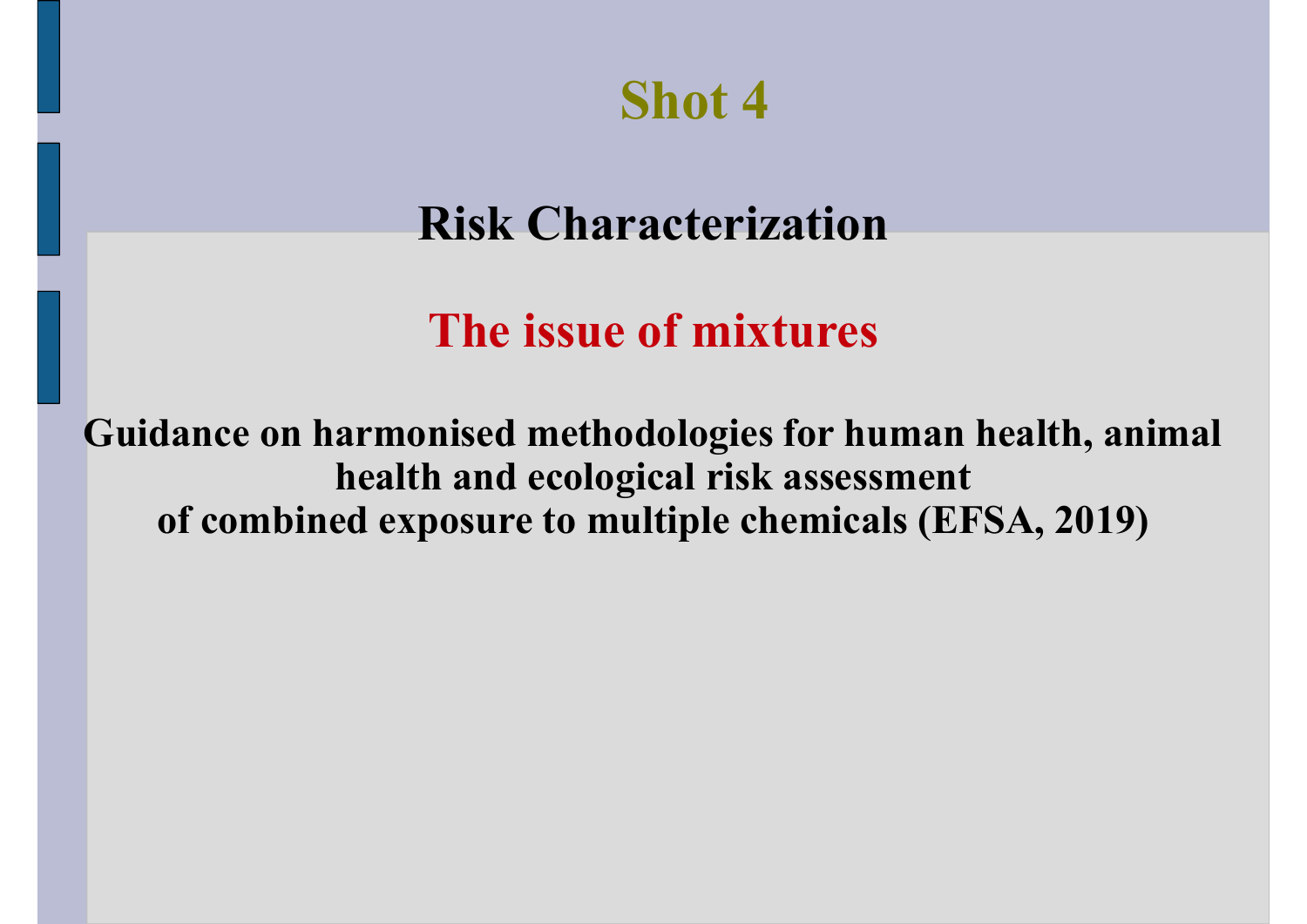# Shot 4

## Risk Characterization

## The issue of mixtures

**Guidance on harmonised methodologies for human health, animal health and ecological risk assessment of combined exposure to multiple chemicals (EFSA, 2019)**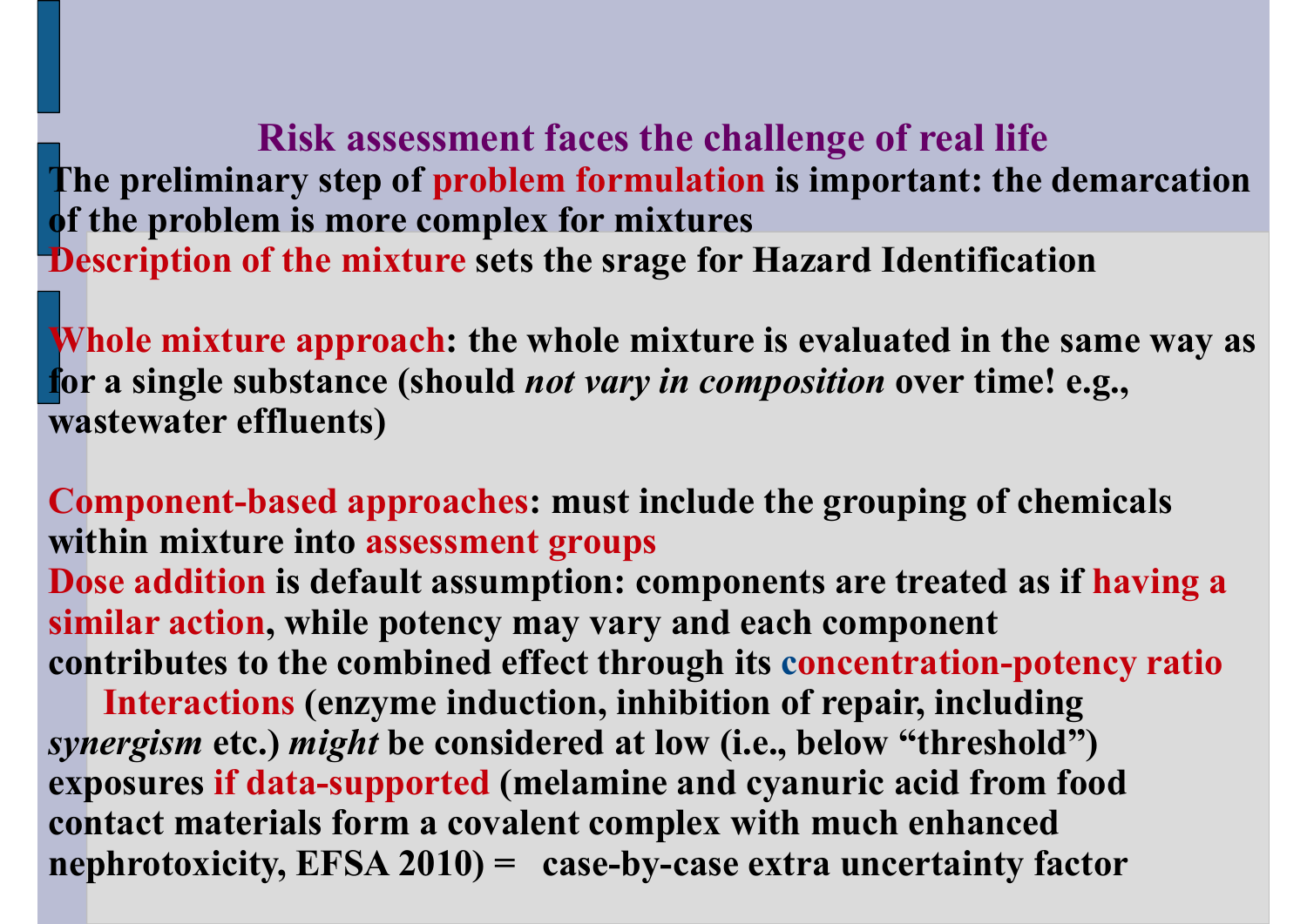# Risk assessment faces the challenge of real life

**The preliminary step of problem formulation is important: the demarcation of the problem is more complex for mixtures**

**Description of the mixture sets the srage for Hazard Identification**

**Whole mixture approach: the whole mixture is evaluated in the same way as for a single substance (should *not vary in composition* over time! e.g., wastewater effluents)**

**Component-based approaches: must include the grouping of chemicals within mixture into assessment groups**

**Dose addition is default assumption: components are treated as if having a similar action, while potency may vary and each component contributes to the combined effect through its concentration-potency ratio**

**Interactions (enzyme induction, inhibition of repair, including *synergism* etc.) *might* be considered at low (i.e., below "threshold") exposures if data-supported (melamine and cyanuric acid from food contact materials form a covalent complex with much enhanced nephrotoxicity, EFSA 2010) = case-by-case extra uncertainty factor**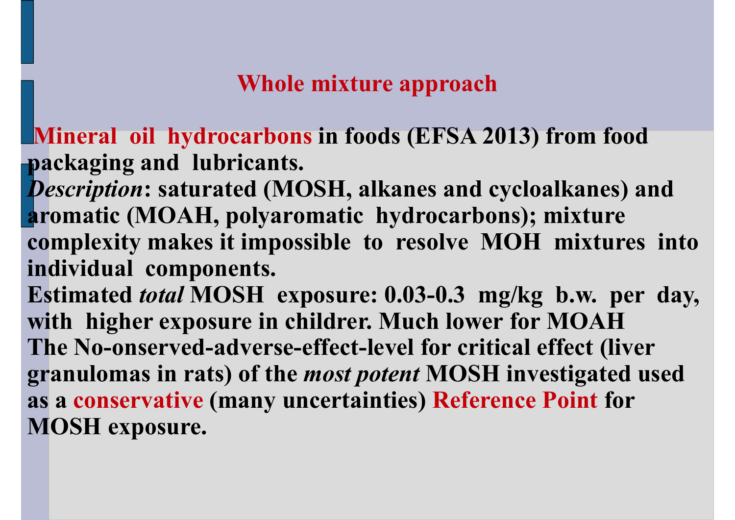## Whole mixture approach

**Mineral oil hydrocarbons in foods (EFSA 2013) from food packaging and lubricants.**

***Description*: saturated (MOSH, alkanes and cycloalkanes) and aromatic (MOAH, polyaromatic hydrocarbons); mixture complexity makes it impossible to resolve MOH mixtures into individual components.**

**Estimated *total* MOSH exposure: 0.03-0.3 mg/kg b.w. per day, with higher exposure in childrer. Much lower for MOAH**

**The No-onserved-adverse-effect-level for critical effect (liver granulomas in rats) of the *most potent* MOSH investigated used as a conservative (many uncertainties) Reference Point for MOSH exposure.**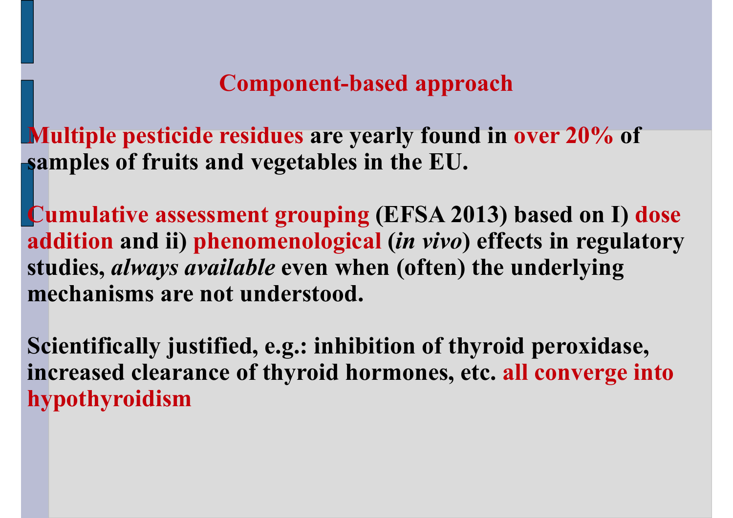## Component-based approach

**Multiple pesticide residues are yearly found in over 20% of samples of fruits and vegetables in the EU.**

**Cumulative assessment grouping (EFSA 2013) based on I) dose addition and ii) phenomenological (*in vivo*) effects in regulatory studies, *always available* even when (often) the underlying mechanisms are not understood.**

**Scientifically justified, e.g.: inhibition of thyroid peroxidase, increased clearance of thyroid hormones, etc. all converge into hypothyroidism**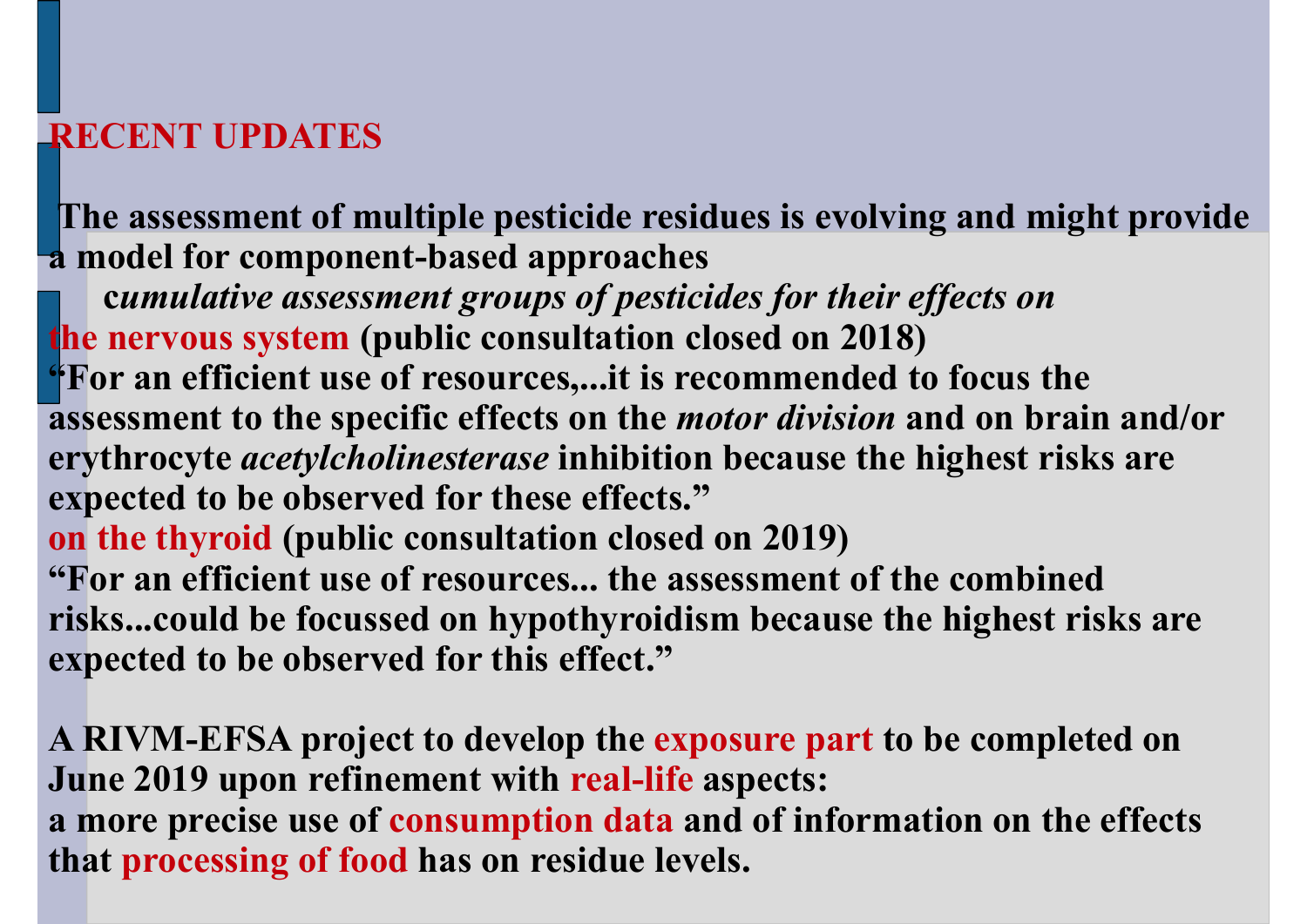## RECENT UPDATES

**The assessment of multiple pesticide residues is evolving and might provide a model for component-based approaches**

***cumulative assessment groups of pesticides for their effects on* the nervous system (public consultation closed on 2018)**

**"For an efficient use of resources,...it is recommended to focus the assessment to the specific effects on the *motor division* and on brain and/or erythrocyte *acetylcholinesterase* inhibition because the highest risks are expected to be observed for these effects."**

**on the thyroid (public consultation closed on 2019)**

**"For an efficient use of resources... the assessment of the combined risks...could be focussed on hypothyroidism because the highest risks are expected to be observed for this effect."**

**A RIVM-EFSA project to develop the exposure part to be completed on June 2019 upon refinement with real-life aspects:**
**a more precise use of consumption data and of information on the effects that processing of food has on residue levels.**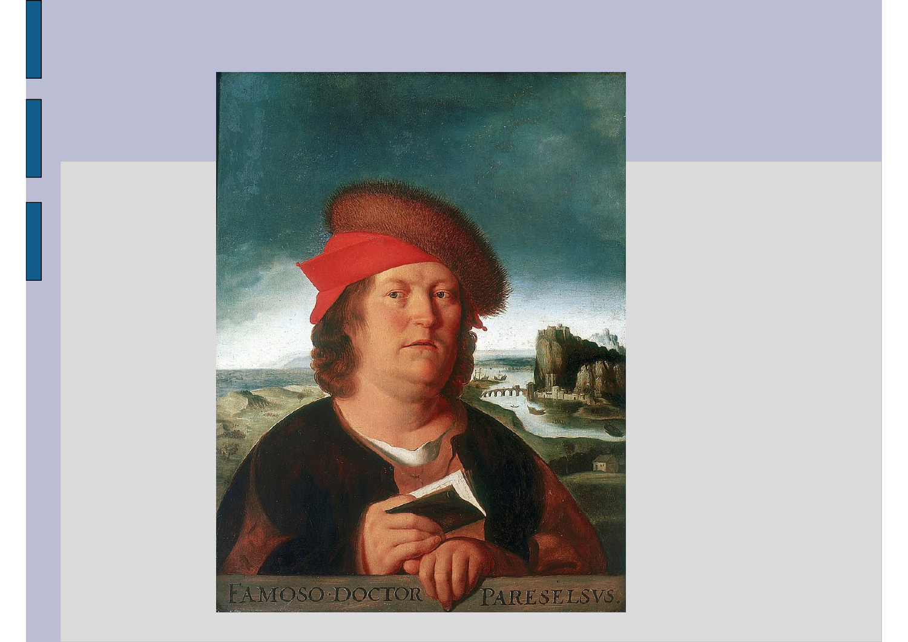FAMOSO·DOCTOR PARESELSVS.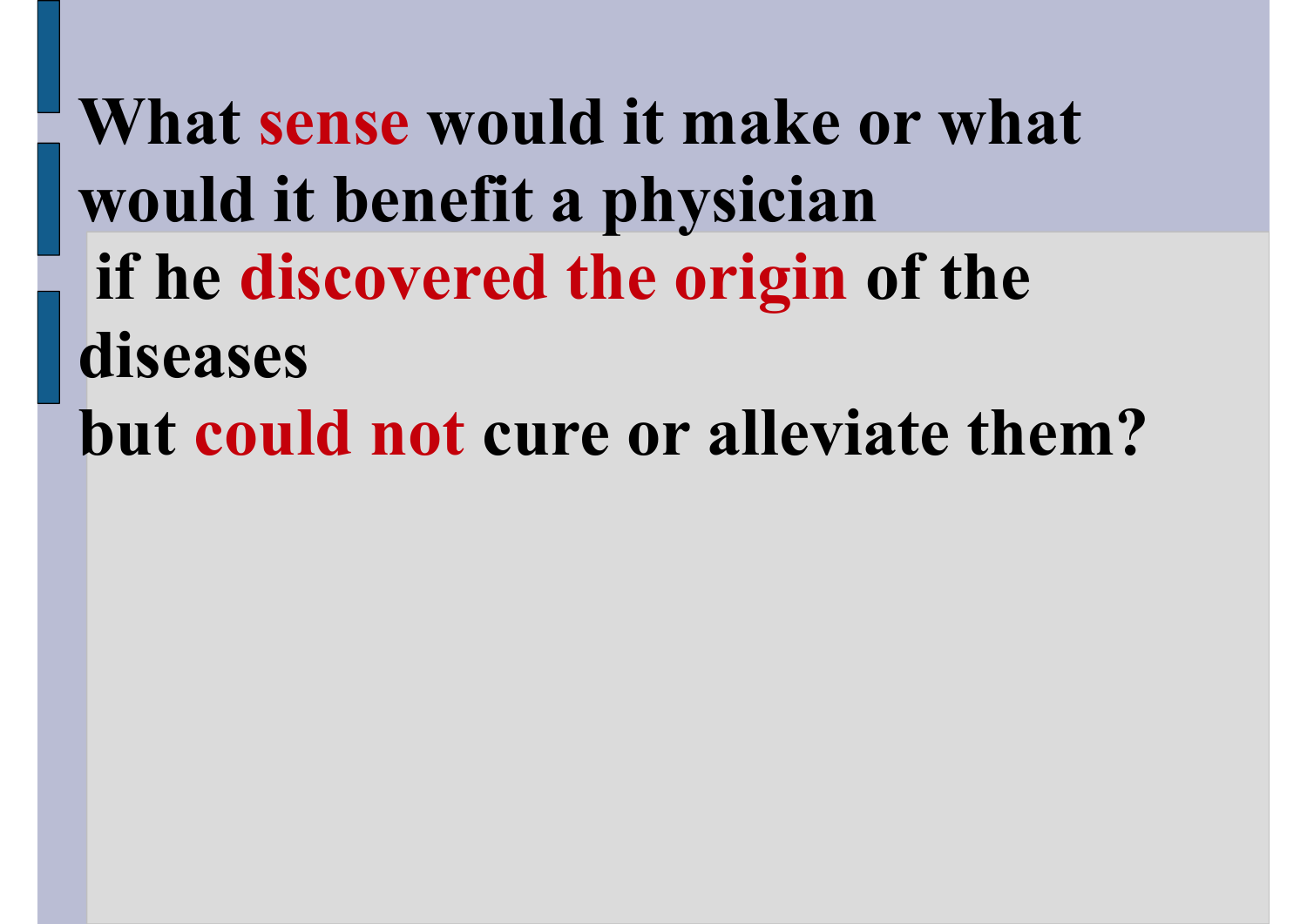**What sense would it make or what would it benefit a physician if he discovered the origin of the diseases but could not cure or alleviate them?**